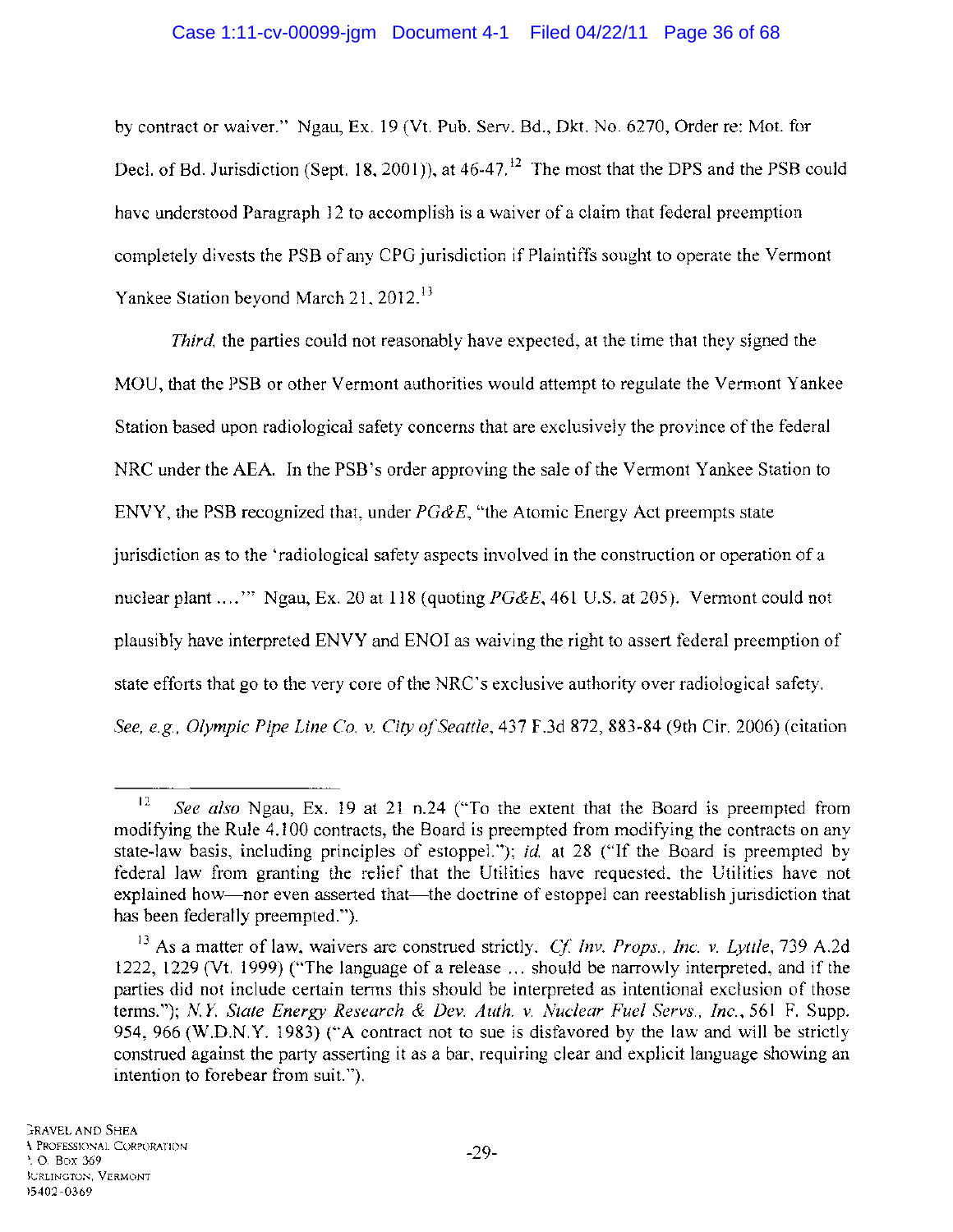by contract or waiver." Ngau, Ex. 19 (Vt. Pub. Serv. Bd., Dkt. No. 6270, Order re: Mot. for Decl. of Bd. Jurisdiction (Sept. 18, 2001)), at 46-47.[12] The most that the DPS and the PSB could have understood Paragraph 12 to accomplish is a waiver of a claim that federal preemption completely divests the PSB of any CPG jurisdiction if Plaintiffs sought to operate the Vermont Yankee Station beyond March 21, 2012.[13]

*Third*, the parties could not reasonably have expected, at the time that they signed the MOU, that the PSB or other Vermont authorities would attempt to regulate the Vermont Yankee Station based upon radiological safety concerns that are exclusively the province of the federal NRC under the AEA. In the PSB's order approving the sale of the Vermont Yankee Station to ENVY, the PSB recognized that, under *PG&E*, "the Atomic Energy Act preempts state jurisdiction as to the 'radiological safety aspects involved in the construction or operation of a nuclear plant ....'" Ngau, Ex. 20 at 118 (quoting *PG&E*, 461 U.S. at 205). Vermont could not plausibly have interpreted ENVY and ENOI as waiving the right to assert federal preemption of state efforts that go to the very core of the NRC's exclusive authority over radiological safety. *See, e.g., Olympic Pipe Line Co. v. City of Seattle*, 437 F.3d 872, 883-84 (9th Cir. 2006) (citation

---

[12] *See also* Ngau, Ex. 19 at 21 n.24 ("To the extent that the Board is preempted from modifying the Rule 4.100 contracts, the Board is preempted from modifying the contracts on any state-law basis, including principles of estoppel."); *id.* at 28 ("If the Board is preempted by federal law from granting the relief that the Utilities have requested, the Utilities have not explained how—nor even asserted that—the doctrine of estoppel can reestablish jurisdiction that has been federally preempted.").

[13] As a matter of law, waivers are construed strictly. *Cf. Inv. Props., Inc. v. Lyttle*, 739 A.2d 1222, 1229 (Vt. 1999) ("The language of a release ... should be narrowly interpreted, and if the parties did not include certain terms this should be interpreted as intentional exclusion of those terms."); *N.Y. State Energy Research & Dev. Auth. v. Nuclear Fuel Servs., Inc.*, 561 F. Supp. 954, 966 (W.D.N.Y. 1983) ("A contract not to sue is disfavored by the law and will be strictly construed against the party asserting it as a bar, requiring clear and explicit language showing an intention to forebear from suit.").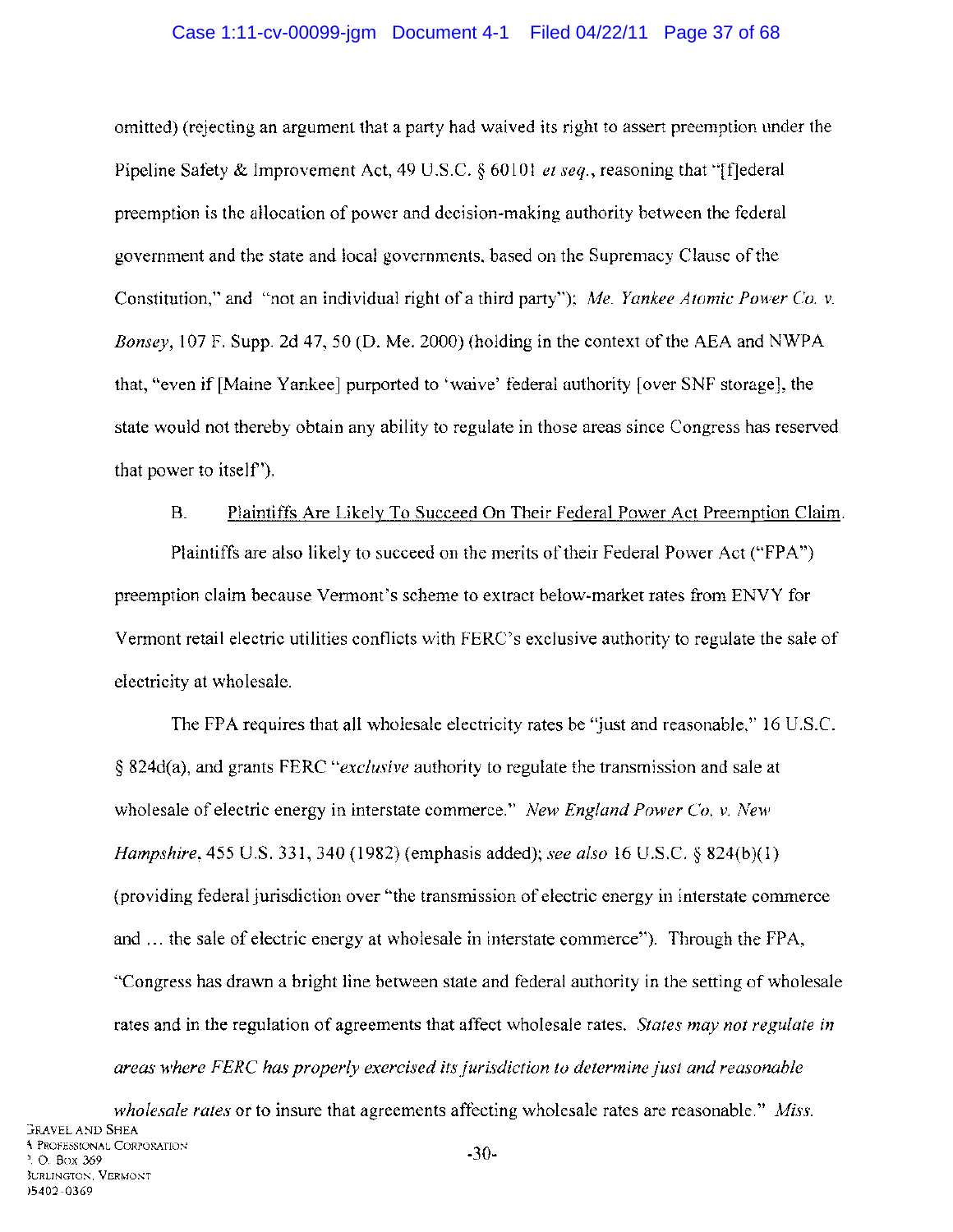omitted) (rejecting an argument that a party had waived its right to assert preemption under the Pipeline Safety & Improvement Act, 49 U.S.C. § 60101 *et seq.*, reasoning that "[f]ederal preemption is the allocation of power and decision-making authority between the federal government and the state and local governments, based on the Supremacy Clause of the Constitution," and "not an individual right of a third party"); *Me. Yankee Atomic Power Co. v. Bonsey*, 107 F. Supp. 2d 47, 50 (D. Me. 2000) (holding in the context of the AEA and NWPA that, "even if [Maine Yankee] purported to 'waive' federal authority [over SNF storage], the state would not thereby obtain any ability to regulate in those areas since Congress has reserved that power to itself").

B. Plaintiffs Are Likely To Succeed On Their Federal Power Act Preemption Claim.

Plaintiffs are also likely to succeed on the merits of their Federal Power Act ("FPA") preemption claim because Vermont's scheme to extract below-market rates from ENVY for Vermont retail electric utilities conflicts with FERC's exclusive authority to regulate the sale of electricity at wholesale.

The FPA requires that all wholesale electricity rates be "just and reasonable," 16 U.S.C. § 824d(a), and grants FERC "*exclusive* authority to regulate the transmission and sale at wholesale of electric energy in interstate commerce." *New England Power Co. v. New Hampshire*, 455 U.S. 331, 340 (1982) (emphasis added); *see also* 16 U.S.C. § 824(b)(1) (providing federal jurisdiction over "the transmission of electric energy in interstate commerce and ... the sale of electric energy at wholesale in interstate commerce"). Through the FPA, "Congress has drawn a bright line between state and federal authority in the setting of wholesale rates and in the regulation of agreements that affect wholesale rates. *States may not regulate in areas where FERC has properly exercised its jurisdiction to determine just and reasonable wholesale rates* or to insure that agreements affecting wholesale rates are reasonable." *Miss.*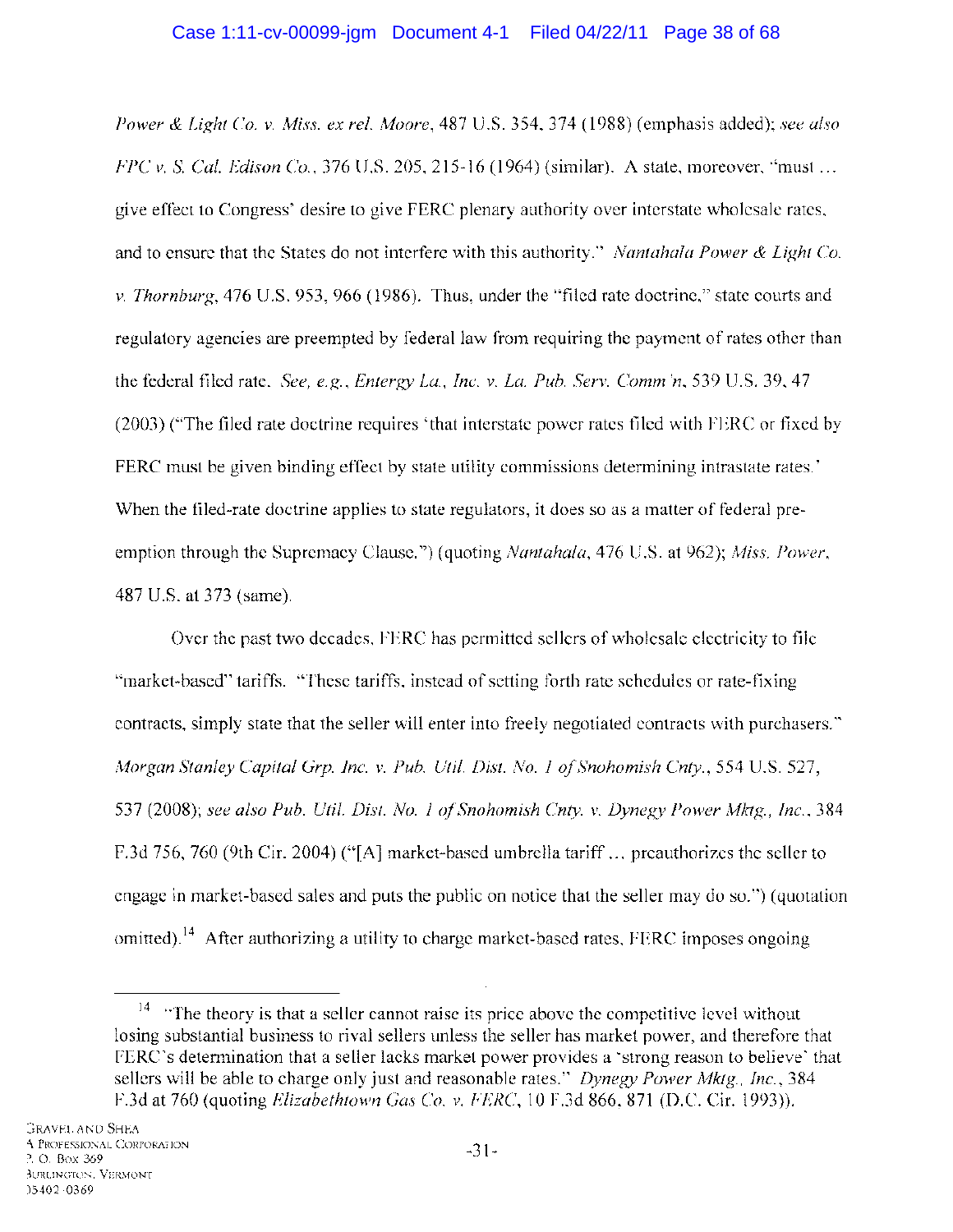*Power & Light Co. v. Miss. ex rel. Moore*, 487 U.S. 354, 374 (1988) (emphasis added); *see also FPC v. S. Cal. Edison Co.*, 376 U.S. 205, 215-16 (1964) (similar). A state, moreover, "must … give effect to Congress' desire to give FERC plenary authority over interstate wholesale rates, and to ensure that the States do not interfere with this authority." *Nantahala Power & Light Co. v. Thornburg*, 476 U.S. 953, 966 (1986). Thus, under the "filed rate doctrine," state courts and regulatory agencies are preempted by federal law from requiring the payment of rates other than the federal filed rate. *See, e.g., Entergy La., Inc. v. La. Pub. Serv. Comm'n*, 539 U.S. 39, 47 (2003) ("The filed rate doctrine requires 'that interstate power rates filed with FERC or fixed by FERC must be given binding effect by state utility commissions determining intrastate rates.' When the filed-rate doctrine applies to state regulators, it does so as a matter of federal pre-emption through the Supremacy Clause.") (quoting *Nantahala*, 476 U.S. at 962); *Miss. Power*, 487 U.S. at 373 (same).

Over the past two decades, FERC has permitted sellers of wholesale electricity to file "market-based" tariffs. "These tariffs, instead of setting forth rate schedules or rate-fixing contracts, simply state that the seller will enter into freely negotiated contracts with purchasers." *Morgan Stanley Capital Grp. Inc. v. Pub. Util. Dist. No. 1 of Snohomish Cnty.*, 554 U.S. 527, 537 (2008); *see also Pub. Util. Dist. No. 1 of Snohomish Cnty. v. Dynegy Power Mktg., Inc.*, 384 F.3d 756, 760 (9th Cir. 2004) ("[A] market-based umbrella tariff … preauthorizes the seller to engage in market-based sales and puts the public on notice that the seller may do so.") (quotation omitted).[14] After authorizing a utility to charge market-based rates, FERC imposes ongoing

---

[14] "The theory is that a seller cannot raise its price above the competitive level without losing substantial business to rival sellers unless the seller has market power, and therefore that FERC's determination that a seller lacks market power provides a 'strong reason to believe' that sellers will be able to charge only just and reasonable rates." *Dynegy Power Mktg., Inc.*, 384 F.3d at 760 (quoting *Elizabethtown Gas Co. v. FERC*, 10 F.3d 866, 871 (D.C. Cir. 1993)).

GRAVEL AND SHEA
A PROFESSIONAL CORPORATION
P. O. BOX 369
BURLINGTON, VERMONT
05402-0369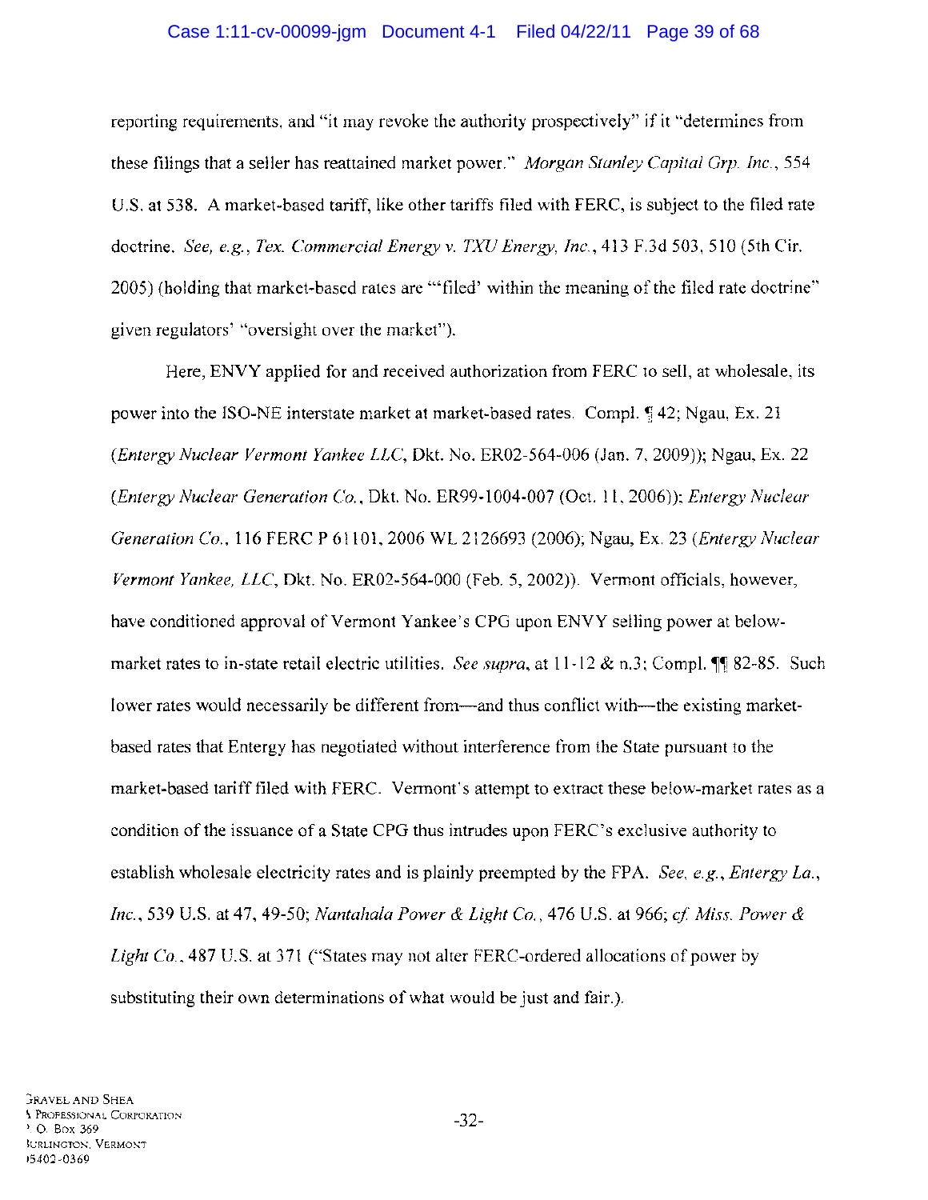reporting requirements, and "it may revoke the authority prospectively" if it "determines from these filings that a seller has reattained market power." *Morgan Stanley Capital Grp. Inc.*, 554 U.S. at 538. A market-based tariff, like other tariffs filed with FERC, is subject to the filed rate doctrine. *See, e.g.*, *Tex. Commercial Energy v. TXU Energy, Inc.*, 413 F.3d 503, 510 (5th Cir. 2005) (holding that market-based rates are "'filed' within the meaning of the filed rate doctrine" given regulators' "oversight over the market").

Here, ENVY applied for and received authorization from FERC to sell, at wholesale, its power into the ISO-NE interstate market at market-based rates. Compl. ¶ 42; Ngau, Ex. 21 (*Entergy Nuclear Vermont Yankee LLC*, Dkt. No. ER02-564-006 (Jan. 7, 2009)); Ngau, Ex. 22 (*Entergy Nuclear Generation Co.*, Dkt. No. ER99-1004-007 (Oct. 11, 2006)); *Entergy Nuclear Generation Co.*, 116 FERC P 61101, 2006 WL 2126693 (2006); Ngau, Ex. 23 (*Entergy Nuclear Vermont Yankee, LLC*, Dkt. No. ER02-564-000 (Feb. 5, 2002)). Vermont officials, however, have conditioned approval of Vermont Yankee's CPG upon ENVY selling power at below-market rates to in-state retail electric utilities. *See supra*, at 11-12 & n.3; Compl. ¶¶ 82-85. Such lower rates would necessarily be different from—and thus conflict with—the existing market-based rates that Entergy has negotiated without interference from the State pursuant to the market-based tariff filed with FERC. Vermont's attempt to extract these below-market rates as a condition of the issuance of a State CPG thus intrudes upon FERC's exclusive authority to establish wholesale electricity rates and is plainly preempted by the FPA. *See, e.g.*, *Entergy La., Inc.*, 539 U.S. at 47, 49-50; *Nantahala Power & Light Co.*, 476 U.S. at 966; *cf. Miss. Power & Light Co.*, 487 U.S. at 371 ("States may not alter FERC-ordered allocations of power by substituting their own determinations of what would be just and fair.).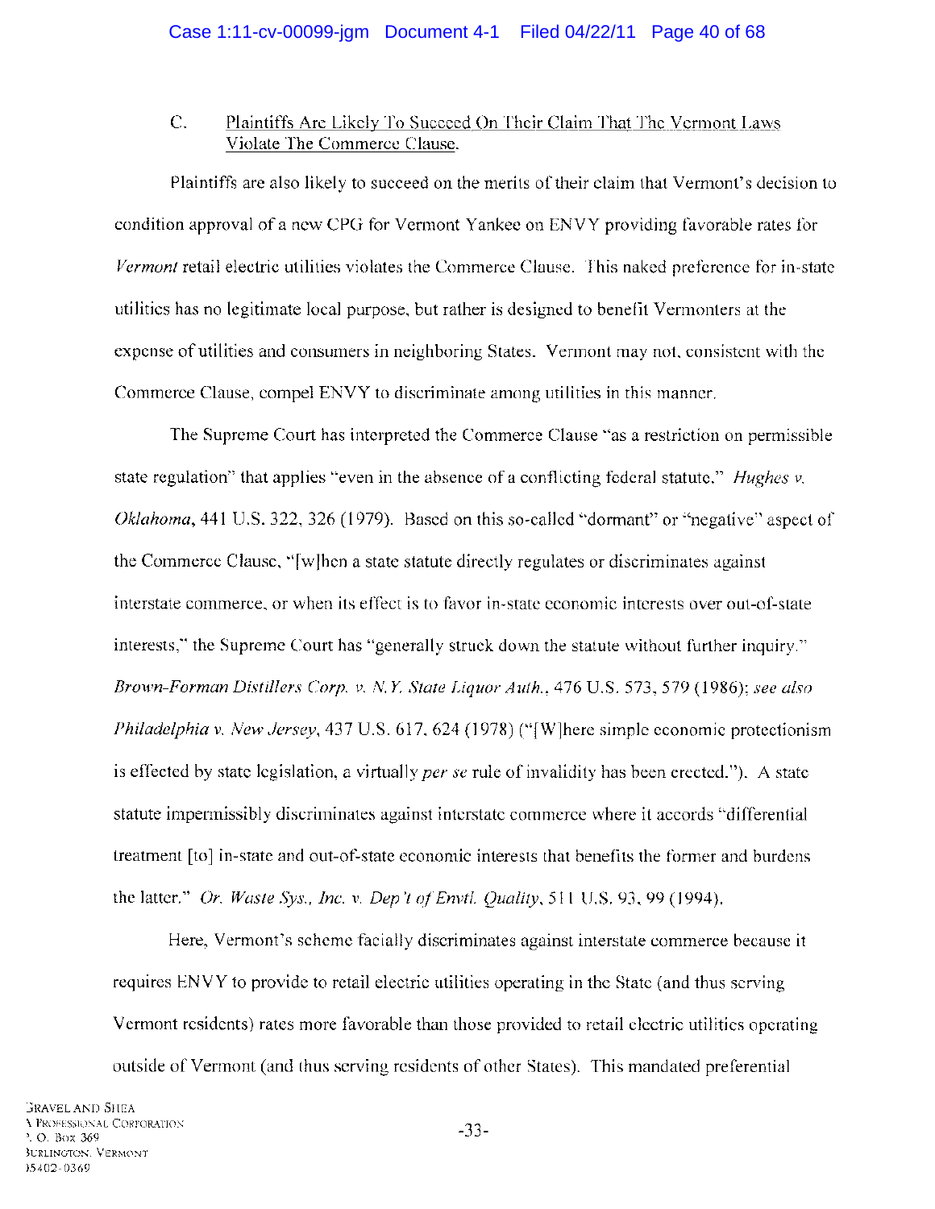C. Plaintiffs Are Likely To Succeed On Their Claim That The Vermont Laws Violate The Commerce Clause.

Plaintiffs are also likely to succeed on the merits of their claim that Vermont's decision to condition approval of a new CPG for Vermont Yankee on ENVY providing favorable rates for *Vermont* retail electric utilities violates the Commerce Clause. This naked preference for in-state utilities has no legitimate local purpose, but rather is designed to benefit Vermonters at the expense of utilities and consumers in neighboring States. Vermont may not, consistent with the Commerce Clause, compel ENVY to discriminate among utilities in this manner.

The Supreme Court has interpreted the Commerce Clause "as a restriction on permissible state regulation" that applies "even in the absence of a conflicting federal statute." *Hughes v. Oklahoma*, 441 U.S. 322, 326 (1979). Based on this so-called "dormant" or "negative" aspect of the Commerce Clause, "[w]hen a state statute directly regulates or discriminates against interstate commerce, or when its effect is to favor in-state economic interests over out-of-state interests," the Supreme Court has "generally struck down the statute without further inquiry." *Brown-Forman Distillers Corp. v. N.Y. State Liquor Auth.*, 476 U.S. 573, 579 (1986); *see also Philadelphia v. New Jersey*, 437 U.S. 617, 624 (1978) ("[W]here simple economic protectionism is effected by state legislation, a virtually *per se* rule of invalidity has been erected."). A state statute impermissibly discriminates against interstate commerce where it accords "differential treatment [to] in-state and out-of-state economic interests that benefits the former and burdens the latter." *Or. Waste Sys., Inc. v. Dep't of Envtl. Quality*, 511 U.S. 93, 99 (1994).

Here, Vermont's scheme facially discriminates against interstate commerce because it requires ENVY to provide to retail electric utilities operating in the State (and thus serving Vermont residents) rates more favorable than those provided to retail electric utilities operating outside of Vermont (and thus serving residents of other States). This mandated preferential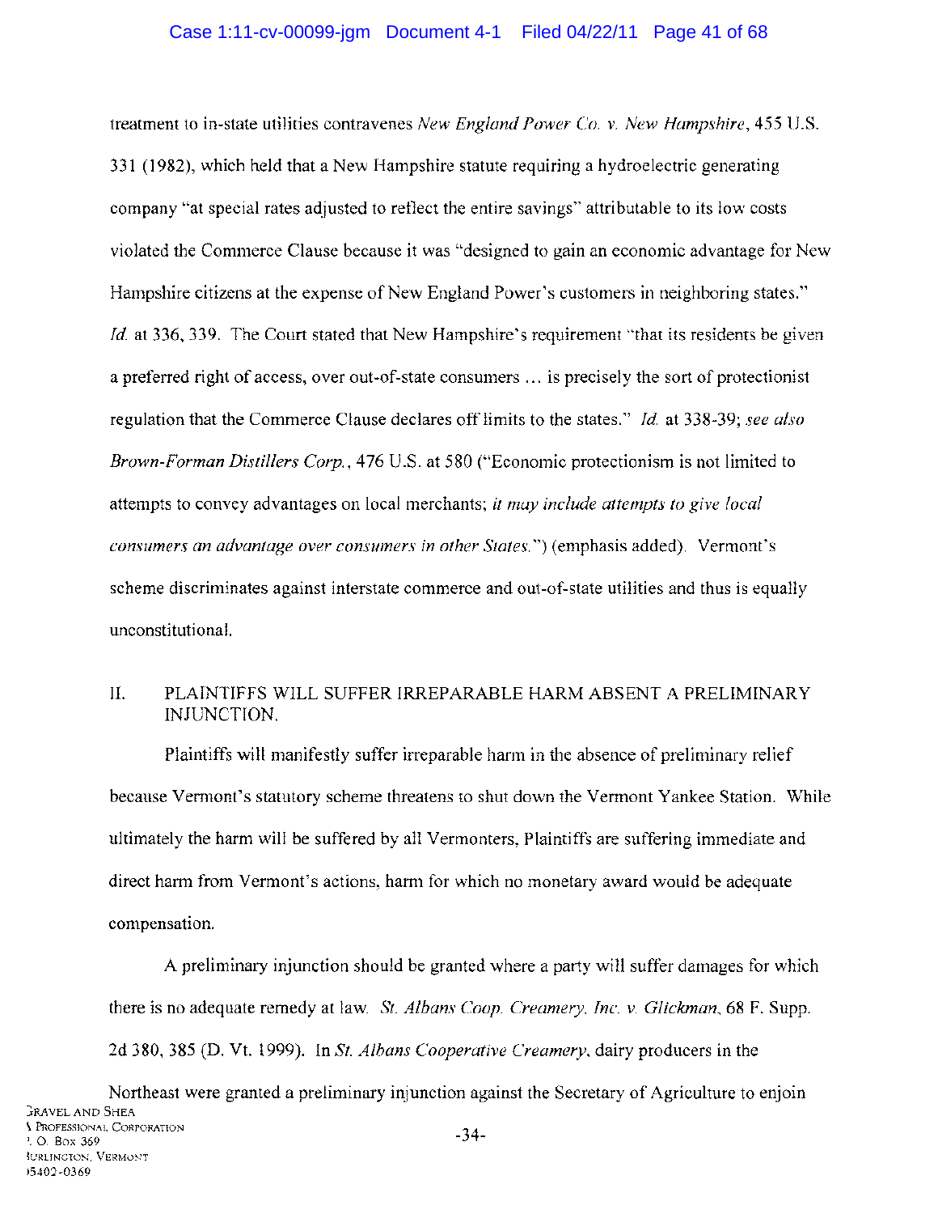treatment to in-state utilities contravenes *New England Power Co. v. New Hampshire*, 455 U.S. 331 (1982), which held that a New Hampshire statute requiring a hydroelectric generating company "at special rates adjusted to reflect the entire savings" attributable to its low costs violated the Commerce Clause because it was "designed to gain an economic advantage for New Hampshire citizens at the expense of New England Power's customers in neighboring states." *Id.* at 336, 339. The Court stated that New Hampshire's requirement "that its residents be given a preferred right of access, over out-of-state consumers … is precisely the sort of protectionist regulation that the Commerce Clause declares off limits to the states." *Id.* at 338-39; *see also Brown-Forman Distillers Corp.*, 476 U.S. at 580 ("Economic protectionism is not limited to attempts to convey advantages on local merchants; *it may include attempts to give local consumers an advantage over consumers in other States.*") (emphasis added). Vermont's scheme discriminates against interstate commerce and out-of-state utilities and thus is equally unconstitutional.

## II. PLAINTIFFS WILL SUFFER IRREPARABLE HARM ABSENT A PRELIMINARY INJUNCTION.

Plaintiffs will manifestly suffer irreparable harm in the absence of preliminary relief because Vermont's statutory scheme threatens to shut down the Vermont Yankee Station. While ultimately the harm will be suffered by all Vermonters, Plaintiffs are suffering immediate and direct harm from Vermont's actions, harm for which no monetary award would be adequate compensation.

A preliminary injunction should be granted where a party will suffer damages for which there is no adequate remedy at law. *St. Albans Coop. Creamery, Inc. v. Glickman*, 68 F. Supp. 2d 380, 385 (D. Vt. 1999). In *St. Albans Cooperative Creamery*, dairy producers in the Northeast were granted a preliminary injunction against the Secretary of Agriculture to enjoin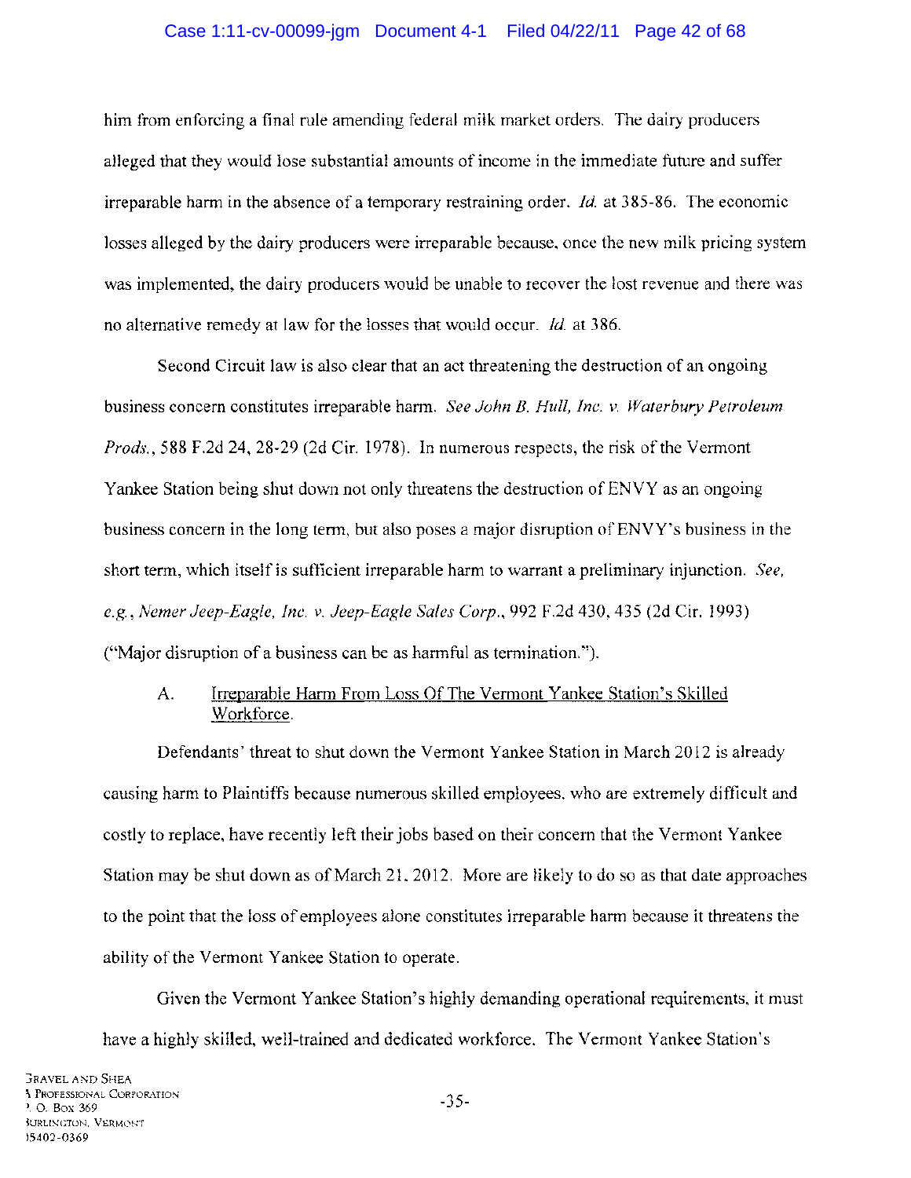him from enforcing a final rule amending federal milk market orders. The dairy producers alleged that they would lose substantial amounts of income in the immediate future and suffer irreparable harm in the absence of a temporary restraining order. *Id.* at 385-86. The economic losses alleged by the dairy producers were irreparable because, once the new milk pricing system was implemented, the dairy producers would be unable to recover the lost revenue and there was no alternative remedy at law for the losses that would occur. *Id.* at 386.

Second Circuit law is also clear that an act threatening the destruction of an ongoing business concern constitutes irreparable harm. *See John B. Hull, Inc. v. Waterbury Petroleum Prods.*, 588 F.2d 24, 28-29 (2d Cir. 1978). In numerous respects, the risk of the Vermont Yankee Station being shut down not only threatens the destruction of ENVY as an ongoing business concern in the long term, but also poses a major disruption of ENVY's business in the short term, which itself is sufficient irreparable harm to warrant a preliminary injunction. *See, e.g.*, *Nemer Jeep-Eagle, Inc. v. Jeep-Eagle Sales Corp.*, 992 F.2d 430, 435 (2d Cir. 1993) ("Major disruption of a business can be as harmful as termination.").

### A. Irreparable Harm From Loss Of The Vermont Yankee Station's Skilled Workforce.

Defendants' threat to shut down the Vermont Yankee Station in March 2012 is already causing harm to Plaintiffs because numerous skilled employees, who are extremely difficult and costly to replace, have recently left their jobs based on their concern that the Vermont Yankee Station may be shut down as of March 21, 2012. More are likely to do so as that date approaches to the point that the loss of employees alone constitutes irreparable harm because it threatens the ability of the Vermont Yankee Station to operate.

Given the Vermont Yankee Station's highly demanding operational requirements, it must have a highly skilled, well-trained and dedicated workforce. The Vermont Yankee Station's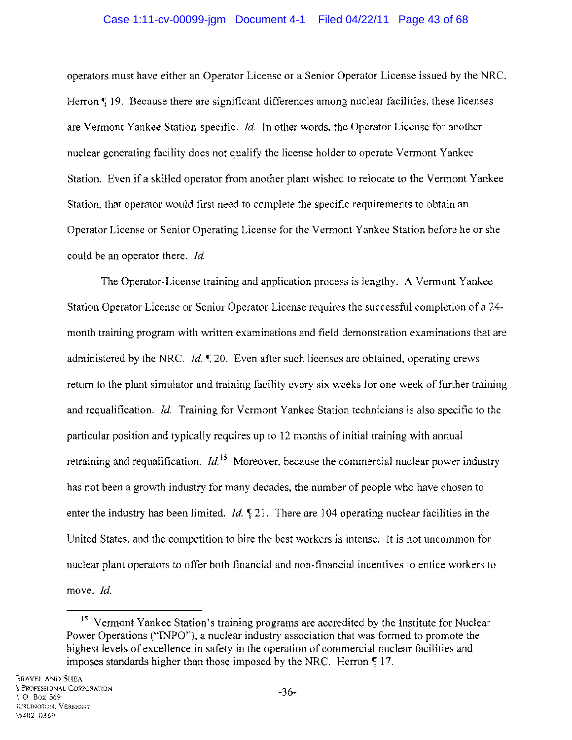operators must have either an Operator License or a Senior Operator License issued by the NRC. Herron ¶ 19. Because there are significant differences among nuclear facilities, these licenses are Vermont Yankee Station-specific. *Id.* In other words, the Operator License for another nuclear generating facility does not qualify the license holder to operate Vermont Yankee Station. Even if a skilled operator from another plant wished to relocate to the Vermont Yankee Station, that operator would first need to complete the specific requirements to obtain an Operator License or Senior Operating License for the Vermont Yankee Station before he or she could be an operator there. *Id.*

The Operator-License training and application process is lengthy. A Vermont Yankee Station Operator License or Senior Operator License requires the successful completion of a 24-month training program with written examinations and field demonstration examinations that are administered by the NRC. *Id.* ¶ 20. Even after such licenses are obtained, operating crews return to the plant simulator and training facility every six weeks for one week of further training and requalification. *Id.* Training for Vermont Yankee Station technicians is also specific to the particular position and typically requires up to 12 months of initial training with annual retraining and requalification. *Id.*[15] Moreover, because the commercial nuclear power industry has not been a growth industry for many decades, the number of people who have chosen to enter the industry has been limited. *Id.* ¶ 21. There are 104 operating nuclear facilities in the United States, and the competition to hire the best workers is intense. It is not uncommon for nuclear plant operators to offer both financial and non-financial incentives to entice workers to move. *Id.*

---

[15] Vermont Yankee Station's training programs are accredited by the Institute for Nuclear Power Operations ("INPO"), a nuclear industry association that was formed to promote the highest levels of excellence in safety in the operation of commercial nuclear facilities and imposes standards higher than those imposed by the NRC. Herron ¶ 17.

GRAVEL AND SHEA
A PROFESSIONAL CORPORATION
P. O. BOX 369
BURLINGTON, VERMONT
05402-0369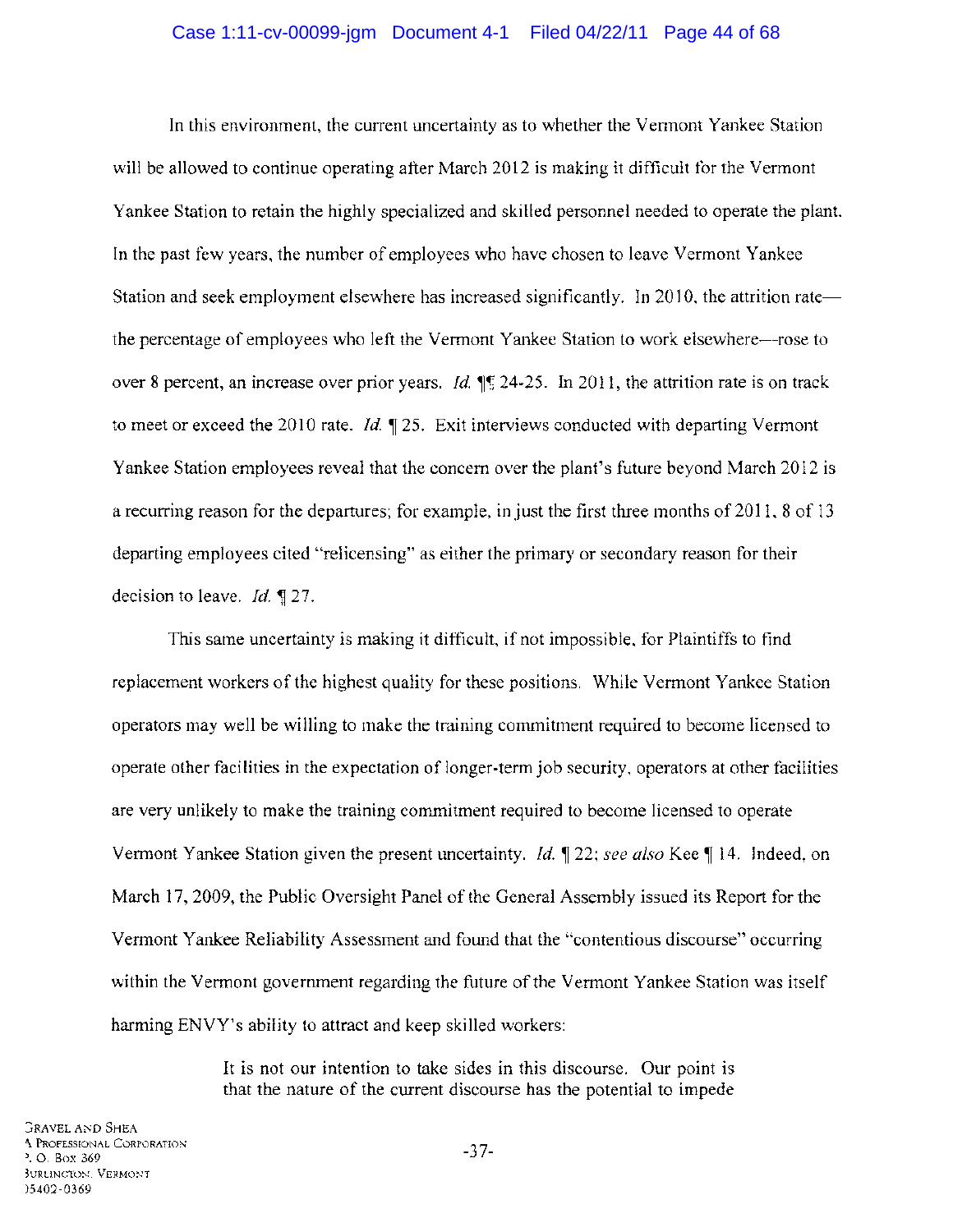In this environment, the current uncertainty as to whether the Vermont Yankee Station will be allowed to continue operating after March 2012 is making it difficult for the Vermont Yankee Station to retain the highly specialized and skilled personnel needed to operate the plant. In the past few years, the number of employees who have chosen to leave Vermont Yankee Station and seek employment elsewhere has increased significantly. In 2010, the attrition rate—the percentage of employees who left the Vermont Yankee Station to work elsewhere—rose to over 8 percent, an increase over prior years. *Id.* ¶¶ 24-25. In 2011, the attrition rate is on track to meet or exceed the 2010 rate. *Id.* ¶ 25. Exit interviews conducted with departing Vermont Yankee Station employees reveal that the concern over the plant's future beyond March 2012 is a recurring reason for the departures; for example, in just the first three months of 2011, 8 of 13 departing employees cited "relicensing" as either the primary or secondary reason for their decision to leave. *Id.* ¶ 27.

This same uncertainty is making it difficult, if not impossible, for Plaintiffs to find replacement workers of the highest quality for these positions. While Vermont Yankee Station operators may well be willing to make the training commitment required to become licensed to operate other facilities in the expectation of longer-term job security, operators at other facilities are very unlikely to make the training commitment required to become licensed to operate Vermont Yankee Station given the present uncertainty. *Id.* ¶ 22; *see also* Kee ¶ 14. Indeed, on March 17, 2009, the Public Oversight Panel of the General Assembly issued its Report for the Vermont Yankee Reliability Assessment and found that the "contentious discourse" occurring within the Vermont government regarding the future of the Vermont Yankee Station was itself harming ENVY's ability to attract and keep skilled workers:

> It is not our intention to take sides in this discourse. Our point is that the nature of the current discourse has the potential to impede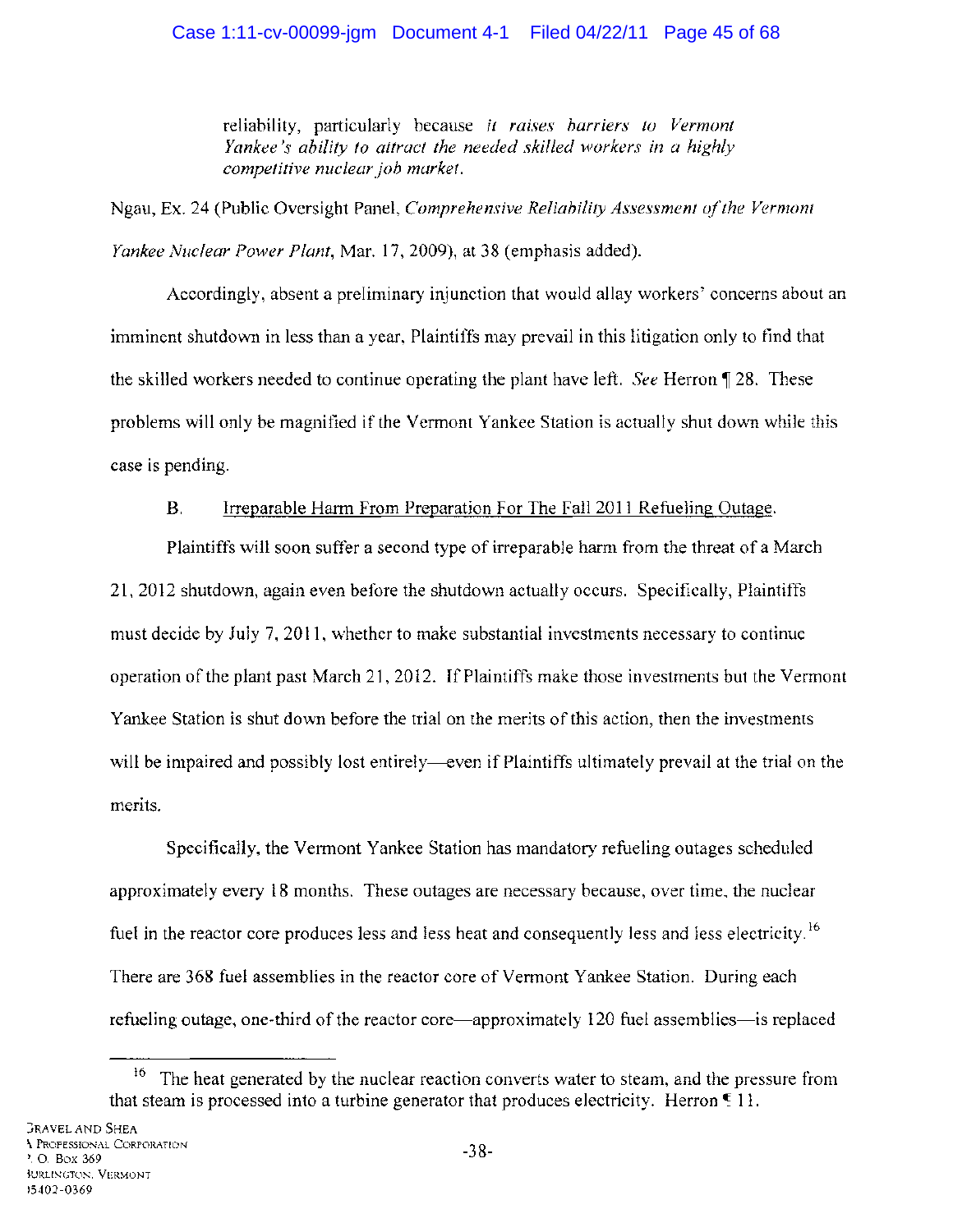> reliability, particularly because *it raises barriers to Vermont Yankee's ability to attract the needed skilled workers in a highly competitive nuclear job market.*

Ngau, Ex. 24 (Public Oversight Panel, *Comprehensive Reliability Assessment of the Vermont Yankee Nuclear Power Plant*, Mar. 17, 2009), at 38 (emphasis added).

Accordingly, absent a preliminary injunction that would allay workers' concerns about an imminent shutdown in less than a year, Plaintiffs may prevail in this litigation only to find that the skilled workers needed to continue operating the plant have left. *See* Herron ¶ 28. These problems will only be magnified if the Vermont Yankee Station is actually shut down while this case is pending.

B. Irreparable Harm From Preparation For The Fall 2011 Refueling Outage.

Plaintiffs will soon suffer a second type of irreparable harm from the threat of a March 21, 2012 shutdown, again even before the shutdown actually occurs. Specifically, Plaintiffs must decide by July 7, 2011, whether to make substantial investments necessary to continue operation of the plant past March 21, 2012. If Plaintiffs make those investments but the Vermont Yankee Station is shut down before the trial on the merits of this action, then the investments will be impaired and possibly lost entirely—even if Plaintiffs ultimately prevail at the trial on the merits.

Specifically, the Vermont Yankee Station has mandatory refueling outages scheduled approximately every 18 months. These outages are necessary because, over time, the nuclear fuel in the reactor core produces less and less heat and consequently less and less electricity.[16] There are 368 fuel assemblies in the reactor core of Vermont Yankee Station. During each refueling outage, one-third of the reactor core—approximately 120 fuel assemblies—is replaced

---

[16] The heat generated by the nuclear reaction converts water to steam, and the pressure from that steam is processed into a turbine generator that produces electricity. Herron ¶ 11.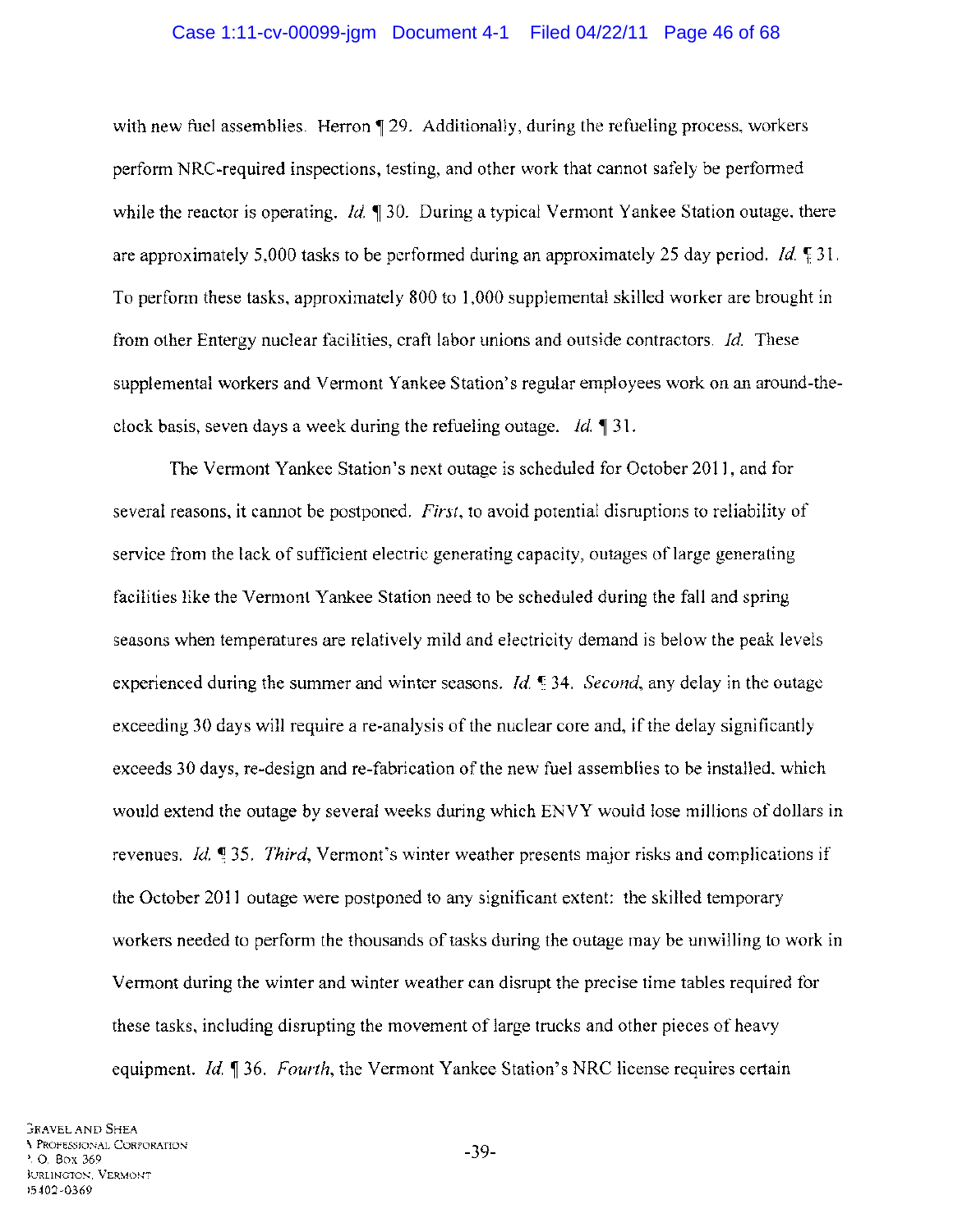with new fuel assemblies. Herron ¶ 29. Additionally, during the refueling process, workers perform NRC-required inspections, testing, and other work that cannot safely be performed while the reactor is operating. *Id.* ¶ 30. During a typical Vermont Yankee Station outage, there are approximately 5,000 tasks to be performed during an approximately 25 day period. *Id.* ¶ 31. To perform these tasks, approximately 800 to 1,000 supplemental skilled worker are brought in from other Entergy nuclear facilities, craft labor unions and outside contractors. *Id.* These supplemental workers and Vermont Yankee Station's regular employees work on an around-the-clock basis, seven days a week during the refueling outage. *Id.* ¶ 31.

The Vermont Yankee Station's next outage is scheduled for October 2011, and for several reasons, it cannot be postponed. *First*, to avoid potential disruptions to reliability of service from the lack of sufficient electric generating capacity, outages of large generating facilities like the Vermont Yankee Station need to be scheduled during the fall and spring seasons when temperatures are relatively mild and electricity demand is below the peak levels experienced during the summer and winter seasons. *Id.* ¶ 34. *Second*, any delay in the outage exceeding 30 days will require a re-analysis of the nuclear core and, if the delay significantly exceeds 30 days, re-design and re-fabrication of the new fuel assemblies to be installed, which would extend the outage by several weeks during which ENVY would lose millions of dollars in revenues. *Id.* ¶ 35. *Third*, Vermont's winter weather presents major risks and complications if the October 2011 outage were postponed to any significant extent: the skilled temporary workers needed to perform the thousands of tasks during the outage may be unwilling to work in Vermont during the winter and winter weather can disrupt the precise time tables required for these tasks, including disrupting the movement of large trucks and other pieces of heavy equipment. *Id.* ¶ 36. *Fourth*, the Vermont Yankee Station's NRC license requires certain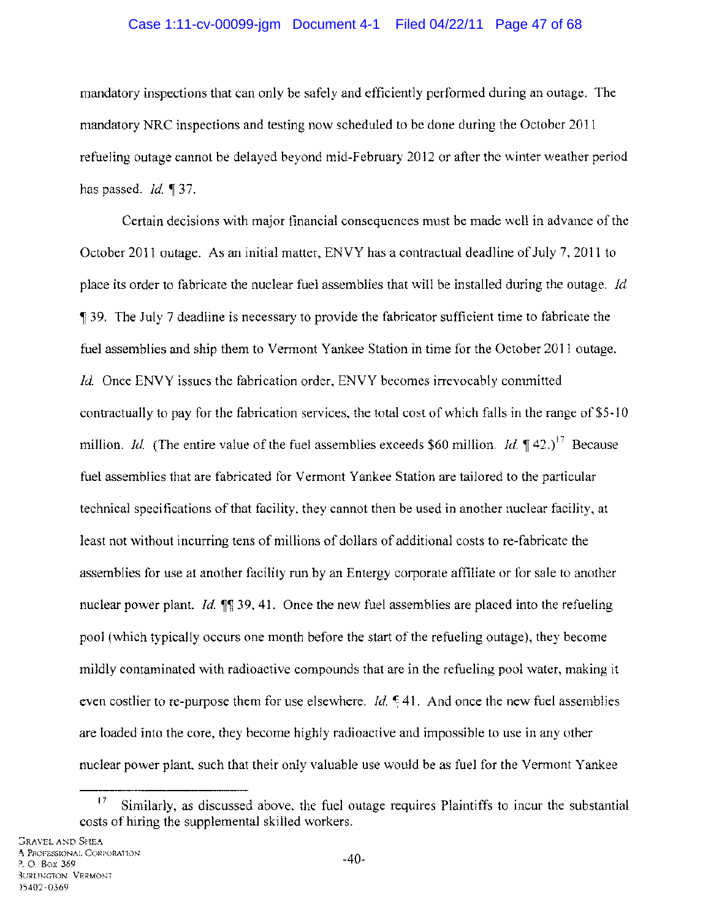mandatory inspections that can only be safely and efficiently performed during an outage. The mandatory NRC inspections and testing now scheduled to be done during the October 2011 refueling outage cannot be delayed beyond mid-February 2012 or after the winter weather period has passed. *Id.* ¶ 37.

Certain decisions with major financial consequences must be made well in advance of the October 2011 outage. As an initial matter, ENVY has a contractual deadline of July 7, 2011 to place its order to fabricate the nuclear fuel assemblies that will be installed during the outage. *Id.* ¶ 39. The July 7 deadline is necessary to provide the fabricator sufficient time to fabricate the fuel assemblies and ship them to Vermont Yankee Station in time for the October 2011 outage. *Id.* Once ENVY issues the fabrication order, ENVY becomes irrevocably committed contractually to pay for the fabrication services, the total cost of which falls in the range of $5-10 million. *Id.* (The entire value of the fuel assemblies exceeds $60 million. *Id.* ¶ 42.)[17] Because fuel assemblies that are fabricated for Vermont Yankee Station are tailored to the particular technical specifications of that facility, they cannot then be used in another nuclear facility, at least not without incurring tens of millions of dollars of additional costs to re-fabricate the assemblies for use at another facility run by an Entergy corporate affiliate or for sale to another nuclear power plant. *Id.* ¶¶ 39, 41. Once the new fuel assemblies are placed into the refueling pool (which typically occurs one month before the start of the refueling outage), they become mildly contaminated with radioactive compounds that are in the refueling pool water, making it even costlier to re-purpose them for use elsewhere. *Id.* ¶ 41. And once the new fuel assemblies are loaded into the core, they become highly radioactive and impossible to use in any other nuclear power plant, such that their only valuable use would be as fuel for the Vermont Yankee

[17] Similarly, as discussed above, the fuel outage requires Plaintiffs to incur the substantial costs of hiring the supplemental skilled workers.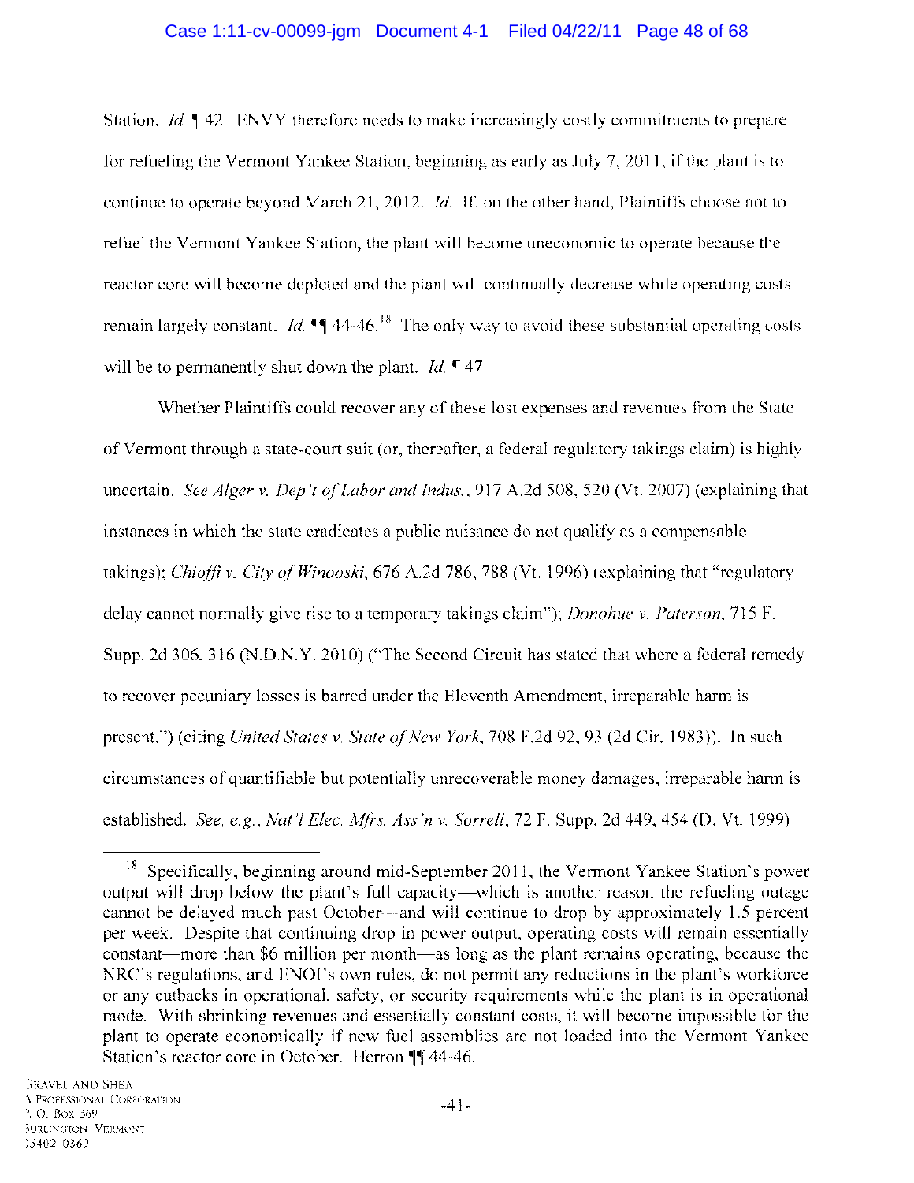Station. *Id.* ¶ 42. ENVY therefore needs to make increasingly costly commitments to prepare for refueling the Vermont Yankee Station, beginning as early as July 7, 2011, if the plant is to continue to operate beyond March 21, 2012. *Id.* If, on the other hand, Plaintiffs choose not to refuel the Vermont Yankee Station, the plant will become uneconomic to operate because the reactor core will become depleted and the plant will continually decrease while operating costs remain largely constant. *Id.* ¶¶ 44-46.[18] The only way to avoid these substantial operating costs will be to permanently shut down the plant. *Id.* ¶ 47.

Whether Plaintiffs could recover any of these lost expenses and revenues from the State of Vermont through a state-court suit (or, thereafter, a federal regulatory takings claim) is highly uncertain. *See Alger v. Dep't of Labor and Indus.*, 917 A.2d 508, 520 (Vt. 2007) (explaining that instances in which the state eradicates a public nuisance do not qualify as a compensable takings); *Chioffi v. City of Winooski*, 676 A.2d 786, 788 (Vt. 1996) (explaining that "regulatory delay cannot normally give rise to a temporary takings claim"); *Donohue v. Paterson*, 715 F. Supp. 2d 306, 316 (N.D.N.Y. 2010) ("The Second Circuit has stated that where a federal remedy to recover pecuniary losses is barred under the Eleventh Amendment, irreparable harm is present.") (citing *United States v. State of New York*, 708 F.2d 92, 93 (2d Cir. 1983)). In such circumstances of quantifiable but potentially unrecoverable money damages, irreparable harm is established. *See, e.g.*, *Nat'l Elec. Mfrs. Ass'n v. Sorrell*, 72 F. Supp. 2d 449, 454 (D. Vt. 1999)

---

[18] Specifically, beginning around mid-September 2011, the Vermont Yankee Station's power output will drop below the plant's full capacity—which is another reason the refueling outage cannot be delayed much past October—and will continue to drop by approximately 1.5 percent per week. Despite that continuing drop in power output, operating costs will remain essentially constant—more than $6 million per month—as long as the plant remains operating, because the NRC's regulations, and ENOI's own rules, do not permit any reductions in the plant's workforce or any cutbacks in operational, safety, or security requirements while the plant is in operational mode. With shrinking revenues and essentially constant costs, it will become impossible for the plant to operate economically if new fuel assemblies are not loaded into the Vermont Yankee Station's reactor core in October. Herron ¶¶ 44-46.

GRAVEL AND SHEA
A PROFESSIONAL CORPORATION
P. O. BOX 369
BURLINGTON, VERMONT
05402-0369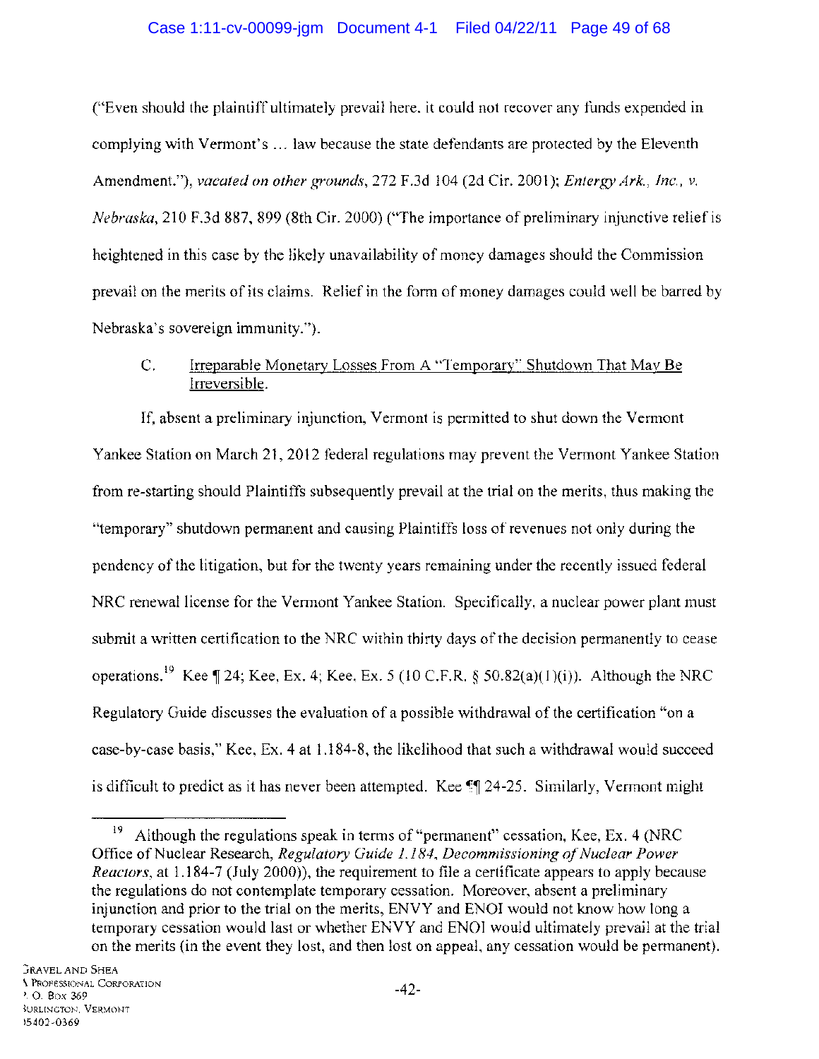("Even should the plaintiff ultimately prevail here, it could not recover any funds expended in complying with Vermont's … law because the state defendants are protected by the Eleventh Amendment."), *vacated on other grounds*, 272 F.3d 104 (2d Cir. 2001); *Entergy Ark., Inc., v. Nebraska*, 210 F.3d 887, 899 (8th Cir. 2000) ("The importance of preliminary injunctive relief is heightened in this case by the likely unavailability of money damages should the Commission prevail on the merits of its claims. Relief in the form of money damages could well be barred by Nebraska's sovereign immunity.").

### C. Irreparable Monetary Losses From A "Temporary" Shutdown That May Be Irreversible.

If, absent a preliminary injunction, Vermont is permitted to shut down the Vermont Yankee Station on March 21, 2012 federal regulations may prevent the Vermont Yankee Station from re-starting should Plaintiffs subsequently prevail at the trial on the merits, thus making the "temporary" shutdown permanent and causing Plaintiffs loss of revenues not only during the pendency of the litigation, but for the twenty years remaining under the recently issued federal NRC renewal license for the Vermont Yankee Station. Specifically, a nuclear power plant must submit a written certification to the NRC within thirty days of the decision permanently to cease operations.[19] Kee ¶ 24; Kee, Ex. 4; Kee. Ex. 5 (10 C.F.R. § 50.82(a)(1)(i)). Although the NRC Regulatory Guide discusses the evaluation of a possible withdrawal of the certification "on a case-by-case basis," Kee, Ex. 4 at 1.184-8, the likelihood that such a withdrawal would succeed is difficult to predict as it has never been attempted. Kee ¶¶ 24-25. Similarly, Vermont might

---

[19] Although the regulations speak in terms of "permanent" cessation, Kee, Ex. 4 (NRC Office of Nuclear Research, *Regulatory Guide 1.184, Decommissioning of Nuclear Power Reactors*, at 1.184-7 (July 2000)), the requirement to file a certificate appears to apply because the regulations do not contemplate temporary cessation. Moreover, absent a preliminary injunction and prior to the trial on the merits, ENVY and ENOI would not know how long a temporary cessation would last or whether ENVY and ENOI would ultimately prevail at the trial on the merits (in the event they lost, and then lost on appeal, any cessation would be permanent).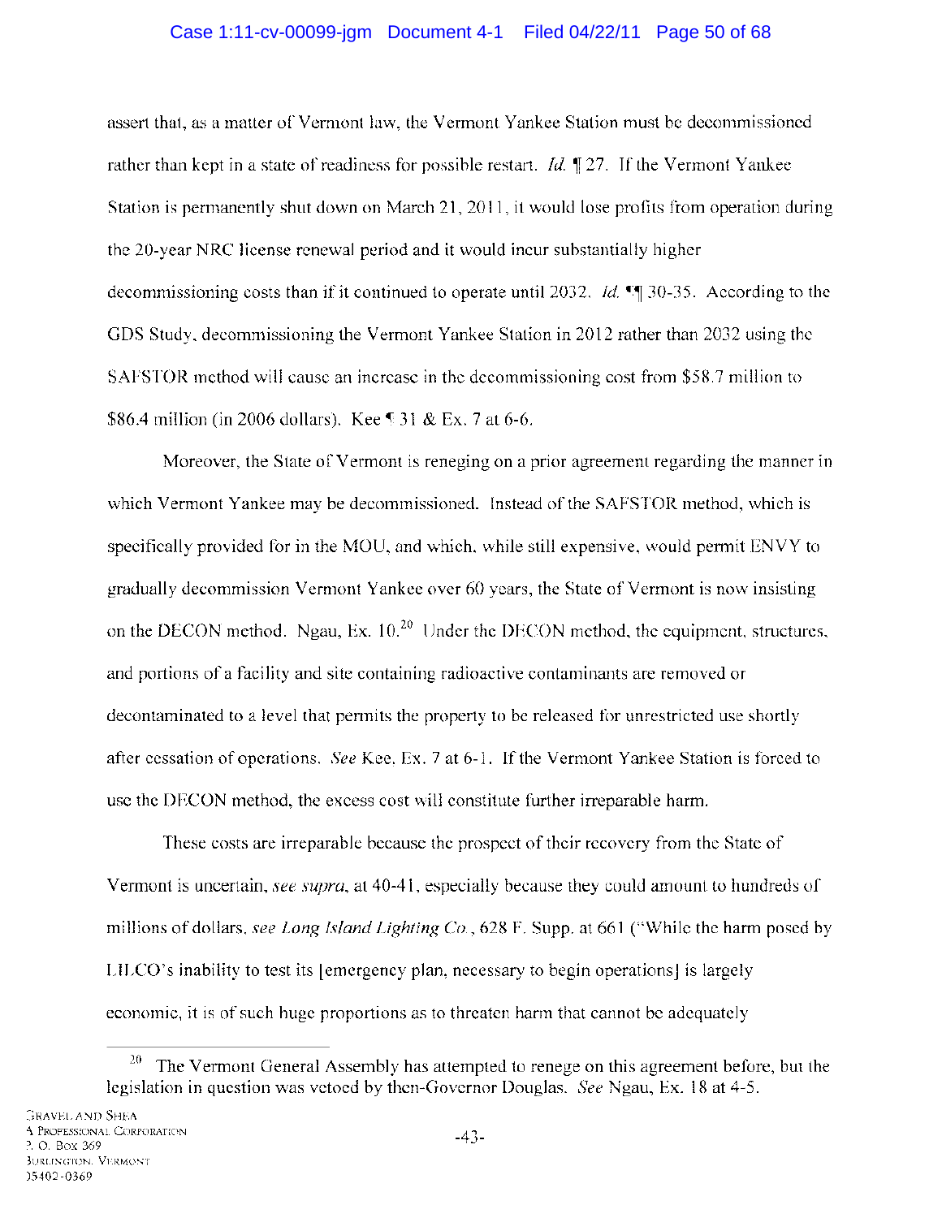assert that, as a matter of Vermont law, the Vermont Yankee Station must be decommissioned rather than kept in a state of readiness for possible restart. *Id.* ¶ 27. If the Vermont Yankee Station is permanently shut down on March 21, 2011, it would lose profits from operation during the 20-year NRC license renewal period and it would incur substantially higher decommissioning costs than if it continued to operate until 2032. *Id.* ¶¶ 30-35. According to the GDS Study, decommissioning the Vermont Yankee Station in 2012 rather than 2032 using the SAFSTOR method will cause an increase in the decommissioning cost from $58.7 million to $86.4 million (in 2006 dollars). Kee ¶ 31 & Ex. 7 at 6-6.

Moreover, the State of Vermont is reneging on a prior agreement regarding the manner in which Vermont Yankee may be decommissioned. Instead of the SAFSTOR method, which is specifically provided for in the MOU, and which, while still expensive, would permit ENVY to gradually decommission Vermont Yankee over 60 years, the State of Vermont is now insisting on the DECON method. Ngau, Ex. 10.[20] Under the DECON method, the equipment, structures, and portions of a facility and site containing radioactive contaminants are removed or decontaminated to a level that permits the property to be released for unrestricted use shortly after cessation of operations. *See* Kee, Ex. 7 at 6-1. If the Vermont Yankee Station is forced to use the DECON method, the excess cost will constitute further irreparable harm.

These costs are irreparable because the prospect of their recovery from the State of Vermont is uncertain, *see supra*, at 40-41, especially because they could amount to hundreds of millions of dollars, *see Long Island Lighting Co.*, 628 F. Supp. at 661 ("While the harm posed by LILCO's inability to test its [emergency plan, necessary to begin operations] is largely economic, it is of such huge proportions as to threaten harm that cannot be adequately

---

[20] The Vermont General Assembly has attempted to renege on this agreement before, but the legislation in question was vetoed by then-Governor Douglas. *See* Ngau, Ex. 18 at 4-5.

GRAVEL AND SHEA
A PROFESSIONAL CORPORATION
P. O. Box 369
BURLINGTON, VERMONT
05402-0369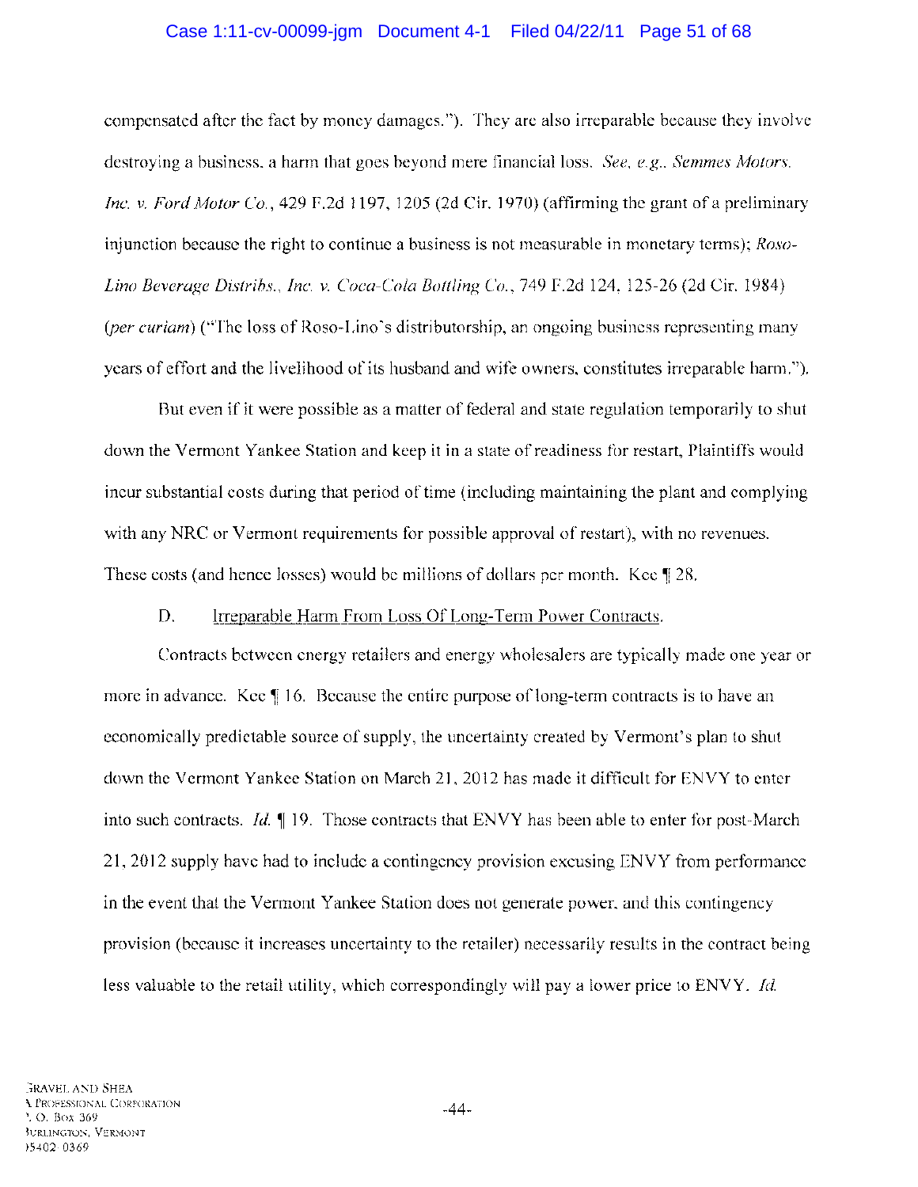compensated after the fact by money damages."). They are also irreparable because they involve destroying a business, a harm that goes beyond mere financial loss. *See, e.g., Semmes Motors, Inc. v. Ford Motor Co.*, 429 F.2d 1197, 1205 (2d Cir. 1970) (affirming the grant of a preliminary injunction because the right to continue a business is not measurable in monetary terms); *Roso-Lino Beverage Distribs., Inc. v. Coca-Cola Bottling Co.*, 749 F.2d 124, 125-26 (2d Cir. 1984) (*per curiam*) ("The loss of Roso-Lino's distributorship, an ongoing business representing many years of effort and the livelihood of its husband and wife owners, constitutes irreparable harm.").

But even if it were possible as a matter of federal and state regulation temporarily to shut down the Vermont Yankee Station and keep it in a state of readiness for restart, Plaintiffs would incur substantial costs during that period of time (including maintaining the plant and complying with any NRC or Vermont requirements for possible approval of restart), with no revenues. These costs (and hence losses) would be millions of dollars per month. Kee ¶ 28.

D. Irreparable Harm From Loss Of Long-Term Power Contracts.

Contracts between energy retailers and energy wholesalers are typically made one year or more in advance. Kee ¶ 16. Because the entire purpose of long-term contracts is to have an economically predictable source of supply, the uncertainty created by Vermont's plan to shut down the Vermont Yankee Station on March 21, 2012 has made it difficult for ENVY to enter into such contracts. *Id.* ¶ 19. Those contracts that ENVY has been able to enter for post-March 21, 2012 supply have had to include a contingency provision excusing ENVY from performance in the event that the Vermont Yankee Station does not generate power, and this contingency provision (because it increases uncertainty to the retailer) necessarily results in the contract being less valuable to the retail utility, which correspondingly will pay a lower price to ENVY. *Id.*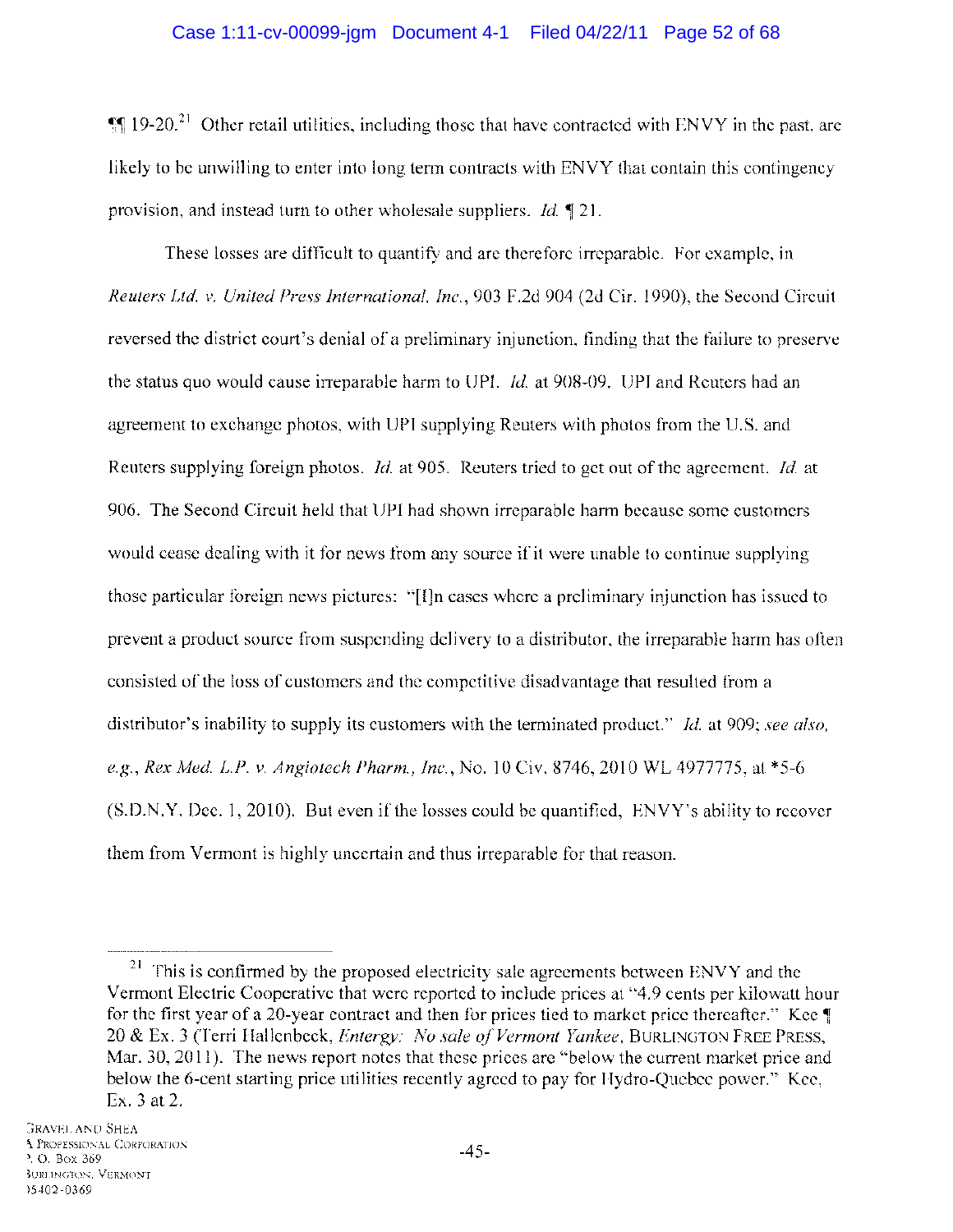¶¶ 19-20.[21] Other retail utilities, including those that have contracted with ENVY in the past, are likely to be unwilling to enter into long term contracts with ENVY that contain this contingency provision, and instead turn to other wholesale suppliers. *Id.* ¶ 21.

These losses are difficult to quantify and are therefore irreparable. For example, in *Reuters Ltd. v. United Press International, Inc.*, 903 F.2d 904 (2d Cir. 1990), the Second Circuit reversed the district court's denial of a preliminary injunction, finding that the failure to preserve the status quo would cause irreparable harm to UPI. *Id.* at 908-09. UPI and Reuters had an agreement to exchange photos, with UPI supplying Reuters with photos from the U.S. and Reuters supplying foreign photos. *Id.* at 905. Reuters tried to get out of the agreement. *Id.* at 906. The Second Circuit held that UPI had shown irreparable harm because some customers would cease dealing with it for news from any source if it were unable to continue supplying those particular foreign news pictures: "[I]n cases where a preliminary injunction has issued to prevent a product source from suspending delivery to a distributor, the irreparable harm has often consisted of the loss of customers and the competitive disadvantage that resulted from a distributor's inability to supply its customers with the terminated product." *Id.* at 909; *see also, e.g.*, *Rex Med. L.P. v. Angiotech Pharm., Inc.*, No. 10 Civ. 8746, 2010 WL 4977775, at *5-6 (S.D.N.Y. Dec. 1, 2010). But even if the losses could be quantified, ENVY's ability to recover them from Vermont is highly uncertain and thus irreparable for that reason.

---

[21] This is confirmed by the proposed electricity sale agreements between ENVY and the Vermont Electric Cooperative that were reported to include prices at "4.9 cents per kilowatt hour for the first year of a 20-year contract and then for prices tied to market price thereafter." Kee ¶ 20 & Ex. 3 (Terri Hallenbeck, *Entergy: No sale of Vermont Yankee*, BURLINGTON FREE PRESS, Mar. 30, 2011). The news report notes that these prices are "below the current market price and below the 6-cent starting price utilities recently agreed to pay for Hydro-Quebec power." Kee, Ex. 3 at 2.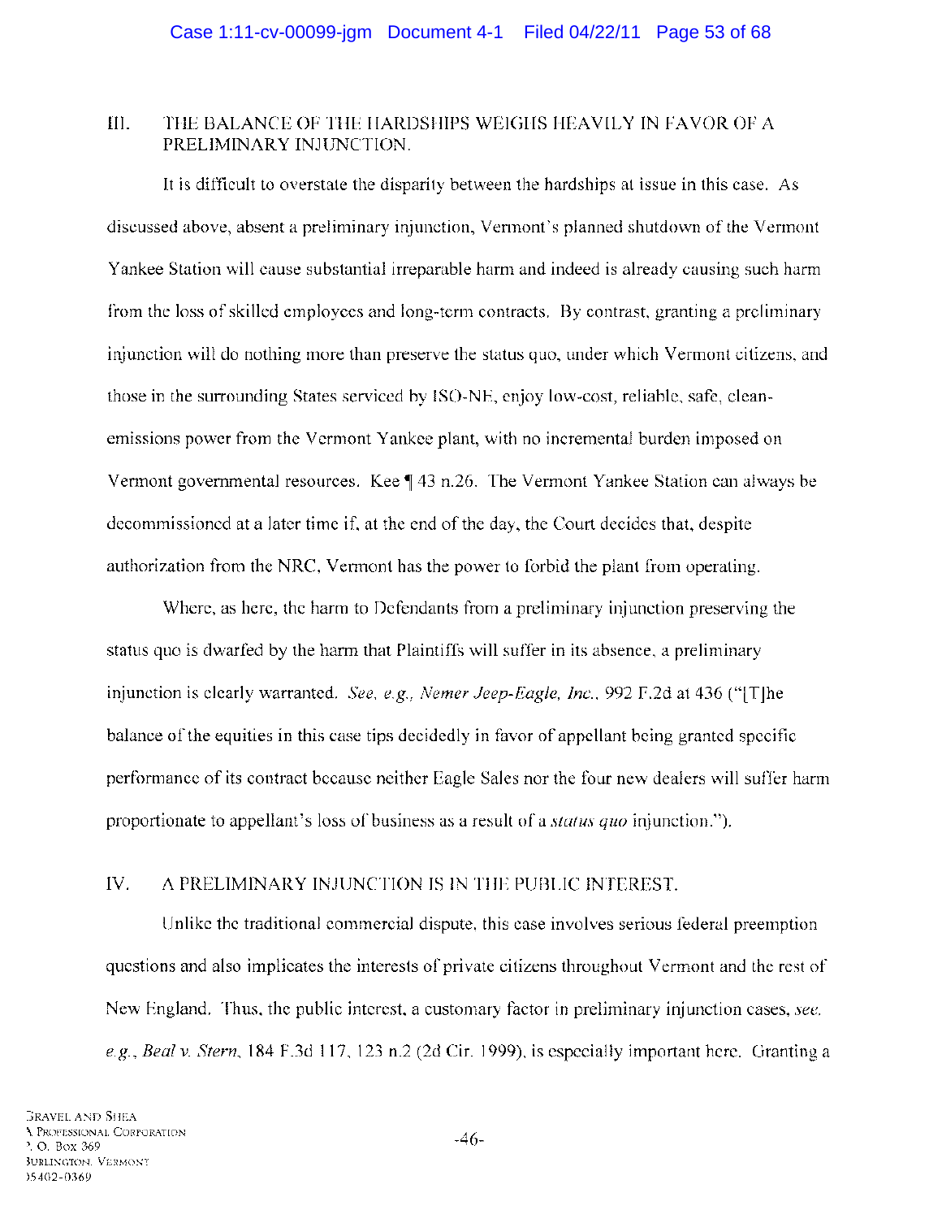## III. THE BALANCE OF THE HARDSHIPS WEIGHS HEAVILY IN FAVOR OF A PRELIMINARY INJUNCTION.

It is difficult to overstate the disparity between the hardships at issue in this case. As discussed above, absent a preliminary injunction, Vermont's planned shutdown of the Vermont Yankee Station will cause substantial irreparable harm and indeed is already causing such harm from the loss of skilled employees and long-term contracts. By contrast, granting a preliminary injunction will do nothing more than preserve the status quo, under which Vermont citizens, and those in the surrounding States serviced by ISO-NE, enjoy low-cost, reliable, safe, clean-emissions power from the Vermont Yankee plant, with no incremental burden imposed on Vermont governmental resources. Kee ¶ 43 n.26. The Vermont Yankee Station can always be decommissioned at a later time if, at the end of the day, the Court decides that, despite authorization from the NRC, Vermont has the power to forbid the plant from operating.

Where, as here, the harm to Defendants from a preliminary injunction preserving the status quo is dwarfed by the harm that Plaintiffs will suffer in its absence, a preliminary injunction is clearly warranted. *See, e.g., Nemer Jeep-Eagle, Inc.*, 992 F.2d at 436 ("[T]he balance of the equities in this case tips decidedly in favor of appellant being granted specific performance of its contract because neither Eagle Sales nor the four new dealers will suffer harm proportionate to appellant's loss of business as a result of a *status quo* injunction.").

## IV. A PRELIMINARY INJUNCTION IS IN THE PUBLIC INTEREST.

Unlike the traditional commercial dispute, this case involves serious federal preemption questions and also implicates the interests of private citizens throughout Vermont and the rest of New England. Thus, the public interest, a customary factor in preliminary injunction cases, *see, e.g., Beal v. Stern*, 184 F.3d 117, 123 n.2 (2d Cir. 1999), is especially important here. Granting a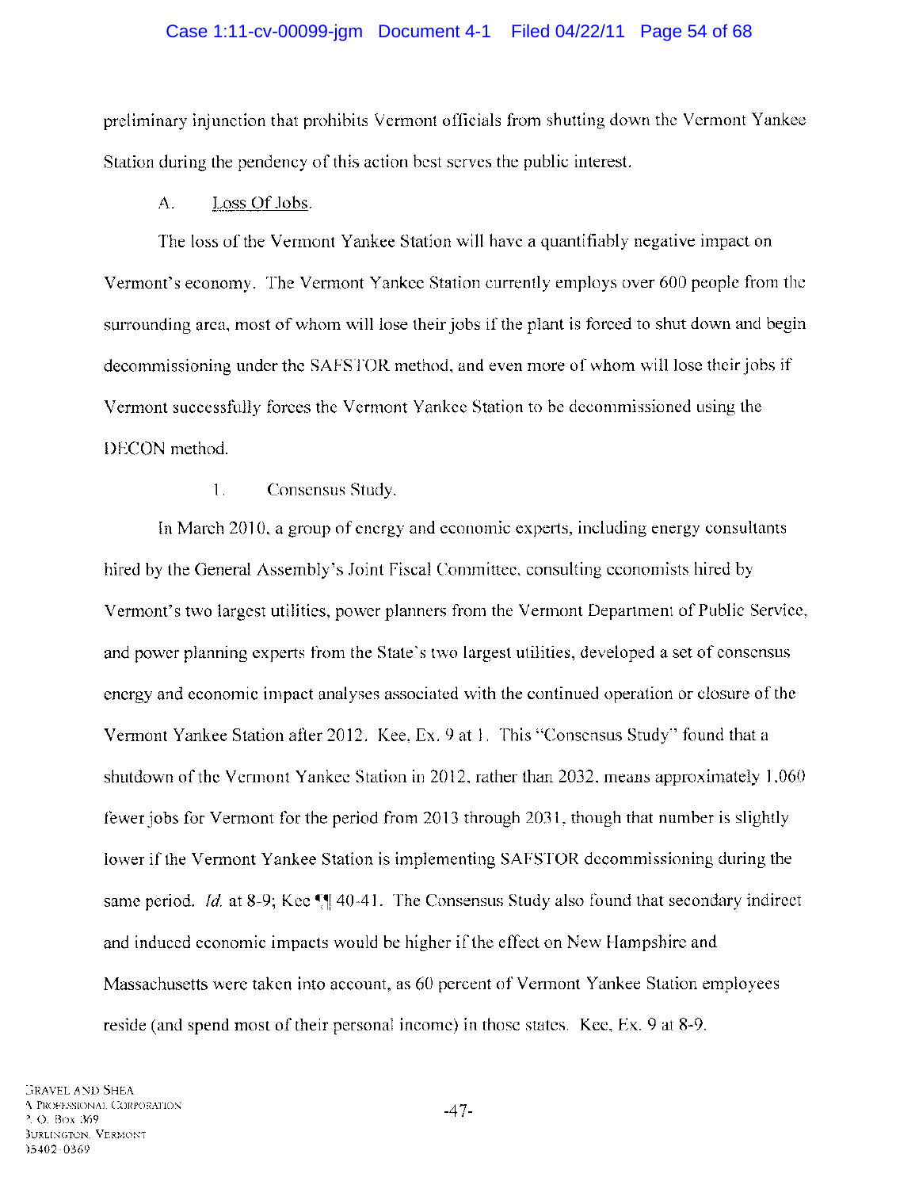preliminary injunction that prohibits Vermont officials from shutting down the Vermont Yankee Station during the pendency of this action best serves the public interest.

A. Loss Of Jobs.

The loss of the Vermont Yankee Station will have a quantifiably negative impact on Vermont's economy. The Vermont Yankee Station currently employs over 600 people from the surrounding area, most of whom will lose their jobs if the plant is forced to shut down and begin decommissioning under the SAFSTOR method, and even more of whom will lose their jobs if Vermont successfully forces the Vermont Yankee Station to be decommissioned using the DECON method.

1. Consensus Study.

In March 2010, a group of energy and economic experts, including energy consultants hired by the General Assembly's Joint Fiscal Committee, consulting economists hired by Vermont's two largest utilities, power planners from the Vermont Department of Public Service, and power planning experts from the State's two largest utilities, developed a set of consensus energy and economic impact analyses associated with the continued operation or closure of the Vermont Yankee Station after 2012. Kee, Ex. 9 at 1. This "Consensus Study" found that a shutdown of the Vermont Yankee Station in 2012, rather than 2032, means approximately 1,060 fewer jobs for Vermont for the period from 2013 through 2031, though that number is slightly lower if the Vermont Yankee Station is implementing SAFSTOR decommissioning during the same period. *Id.* at 8-9; Kee ¶¶ 40-41. The Consensus Study also found that secondary indirect and induced economic impacts would be higher if the effect on New Hampshire and Massachusetts were taken into account, as 60 percent of Vermont Yankee Station employees reside (and spend most of their personal income) in those states. Kee, Ex. 9 at 8-9.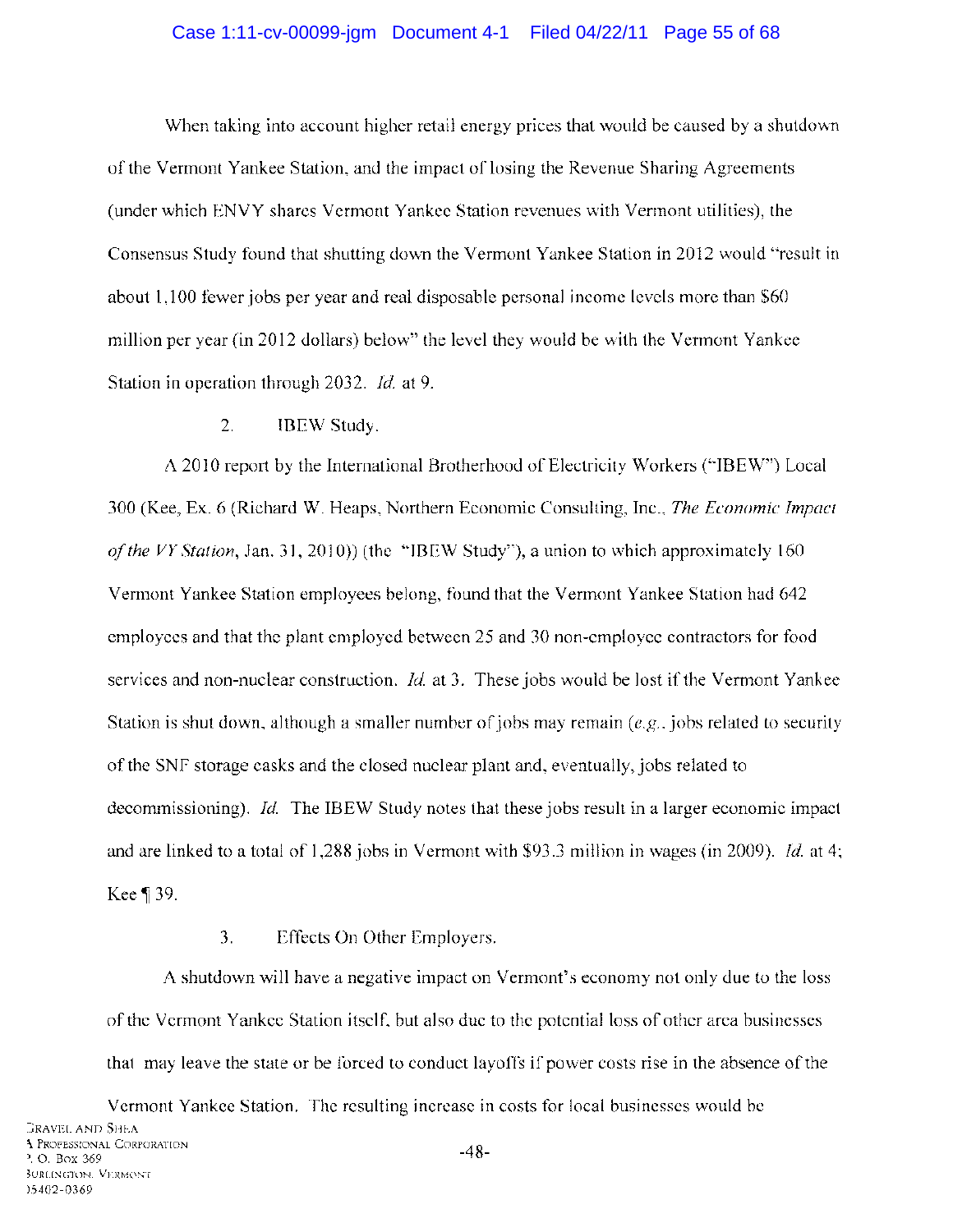When taking into account higher retail energy prices that would be caused by a shutdown of the Vermont Yankee Station, and the impact of losing the Revenue Sharing Agreements (under which ENVY shares Vermont Yankee Station revenues with Vermont utilities), the Consensus Study found that shutting down the Vermont Yankee Station in 2012 would "result in about 1,100 fewer jobs per year and real disposable personal income levels more than $60 million per year (in 2012 dollars) below" the level they would be with the Vermont Yankee Station in operation through 2032. *Id.* at 9.

2. IBEW Study.

A 2010 report by the International Brotherhood of Electricity Workers ("IBEW") Local 300 (Kee, Ex. 6 (Richard W. Heaps, Northern Economic Consulting, Inc., *The Economic Impact of the VY Station*, Jan. 31, 2010)) (the "IBEW Study"), a union to which approximately 160 Vermont Yankee Station employees belong, found that the Vermont Yankee Station had 642 employees and that the plant employed between 25 and 30 non-employee contractors for food services and non-nuclear construction. *Id.* at 3. These jobs would be lost if the Vermont Yankee Station is shut down, although a smaller number of jobs may remain (*e.g.*, jobs related to security of the SNF storage casks and the closed nuclear plant and, eventually, jobs related to decommissioning). *Id.* The IBEW Study notes that these jobs result in a larger economic impact and are linked to a total of 1,288 jobs in Vermont with $93.3 million in wages (in 2009). *Id.* at 4; Kee ¶ 39.

3. Effects On Other Employers.

A shutdown will have a negative impact on Vermont's economy not only due to the loss of the Vermont Yankee Station itself, but also due to the potential loss of other area businesses that may leave the state or be forced to conduct layoffs if power costs rise in the absence of the Vermont Yankee Station. The resulting increase in costs for local businesses would be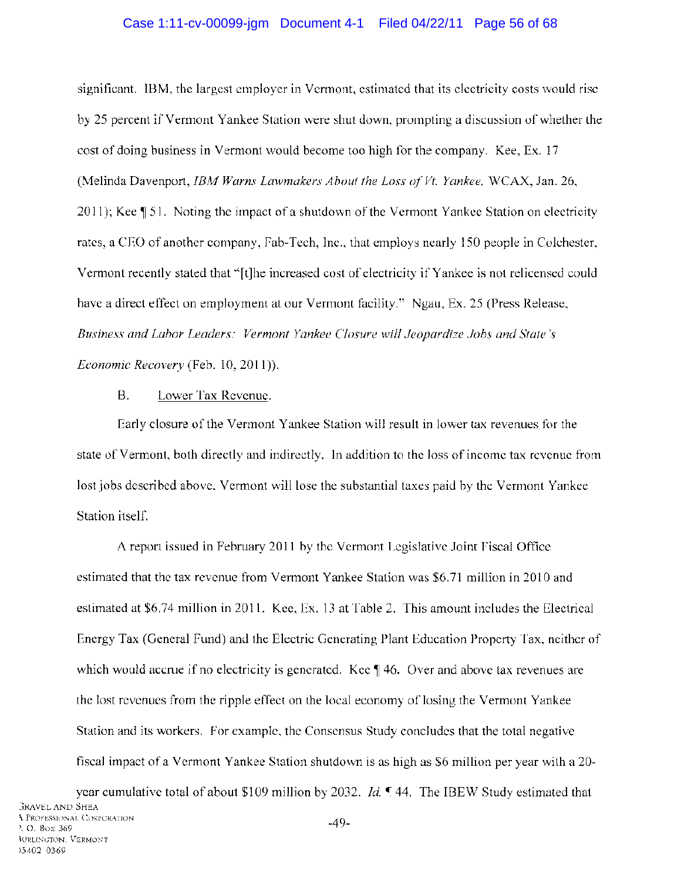significant. IBM, the largest employer in Vermont, estimated that its electricity costs would rise by 25 percent if Vermont Yankee Station were shut down, prompting a discussion of whether the cost of doing business in Vermont would become too high for the company. Kee, Ex. 17 (Melinda Davenport, *IBM Warns Lawmakers About the Loss of Vt. Yankee*, WCAX, Jan. 26, 2011); Kee ¶ 51. Noting the impact of a shutdown of the Vermont Yankee Station on electricity rates, a CEO of another company, Fab-Tech, Inc., that employs nearly 150 people in Colchester, Vermont recently stated that "[t]he increased cost of electricity if Yankee is not relicensed could have a direct effect on employment at our Vermont facility." Ngau, Ex. 25 (Press Release, *Business and Labor Leaders: Vermont Yankee Closure will Jeopardize Jobs and State's Economic Recovery* (Feb. 10, 2011)).

B. Lower Tax Revenue.

Early closure of the Vermont Yankee Station will result in lower tax revenues for the state of Vermont, both directly and indirectly. In addition to the loss of income tax revenue from lost jobs described above, Vermont will lose the substantial taxes paid by the Vermont Yankee Station itself.

A report issued in February 2011 by the Vermont Legislative Joint Fiscal Office estimated that the tax revenue from Vermont Yankee Station was $6.71 million in 2010 and estimated at $6.74 million in 2011. Kee, Ex. 13 at Table 2. This amount includes the Electrical Energy Tax (General Fund) and the Electric Generating Plant Education Property Tax, neither of which would accrue if no electricity is generated. Kee ¶ 46. Over and above tax revenues are the lost revenues from the ripple effect on the local economy of losing the Vermont Yankee Station and its workers. For example, the Consensus Study concludes that the total negative fiscal impact of a Vermont Yankee Station shutdown is as high as $6 million per year with a 20-year cumulative total of about $109 million by 2032. *Id.* ¶ 44. The IBEW Study estimated that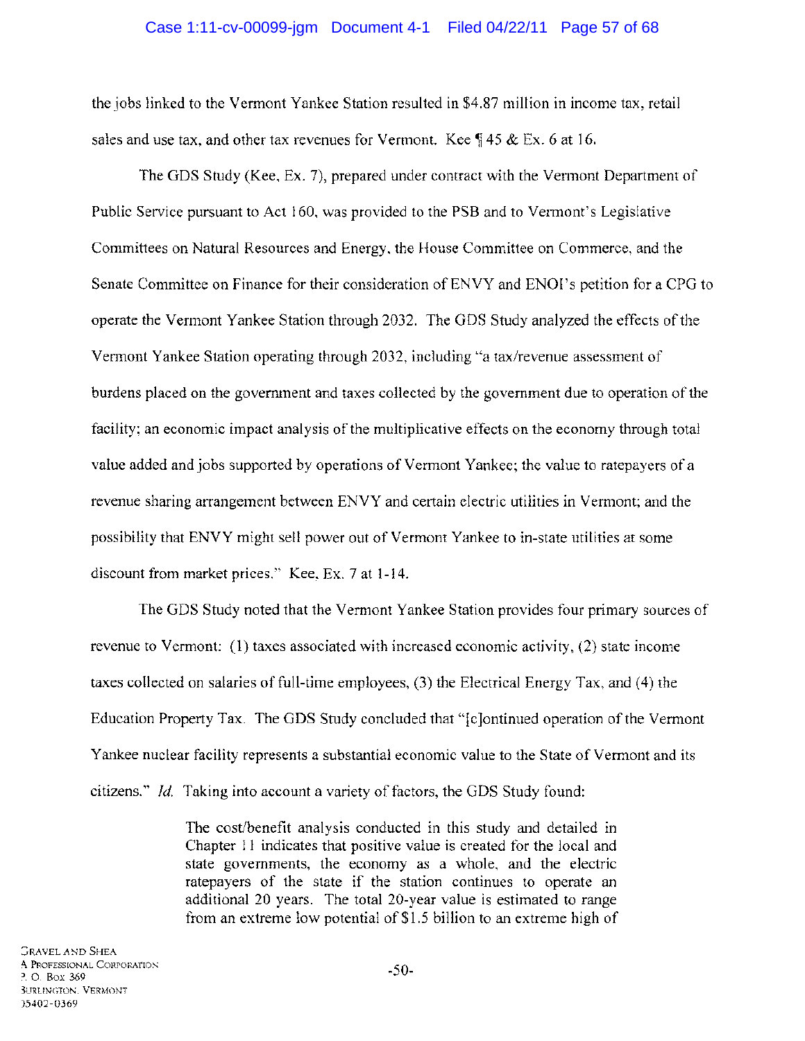the jobs linked to the Vermont Yankee Station resulted in $4.87 million in income tax, retail sales and use tax, and other tax revenues for Vermont. Kee ¶ 45 & Ex. 6 at 16.

The GDS Study (Kee, Ex. 7), prepared under contract with the Vermont Department of Public Service pursuant to Act 160, was provided to the PSB and to Vermont's Legislative Committees on Natural Resources and Energy, the House Committee on Commerce, and the Senate Committee on Finance for their consideration of ENVY and ENOI's petition for a CPG to operate the Vermont Yankee Station through 2032. The GDS Study analyzed the effects of the Vermont Yankee Station operating through 2032, including "a tax/revenue assessment of burdens placed on the government and taxes collected by the government due to operation of the facility; an economic impact analysis of the multiplicative effects on the economy through total value added and jobs supported by operations of Vermont Yankee; the value to ratepayers of a revenue sharing arrangement between ENVY and certain electric utilities in Vermont; and the possibility that ENVY might sell power out of Vermont Yankee to in-state utilities at some discount from market prices." Kee, Ex. 7 at 1-14.

The GDS Study noted that the Vermont Yankee Station provides four primary sources of revenue to Vermont: (1) taxes associated with increased economic activity, (2) state income taxes collected on salaries of full-time employees, (3) the Electrical Energy Tax, and (4) the Education Property Tax. The GDS Study concluded that "[c]ontinued operation of the Vermont Yankee nuclear facility represents a substantial economic value to the State of Vermont and its citizens." *Id.* Taking into account a variety of factors, the GDS Study found:

> The cost/benefit analysis conducted in this study and detailed in Chapter 11 indicates that positive value is created for the local and state governments, the economy as a whole, and the electric ratepayers of the state if the station continues to operate an additional 20 years. The total 20-year value is estimated to range from an extreme low potential of $1.5 billion to an extreme high of

GRAVEL AND SHEA
A PROFESSIONAL CORPORATION
P. O. BOX 369
BURLINGTON, VERMONT
05402-0369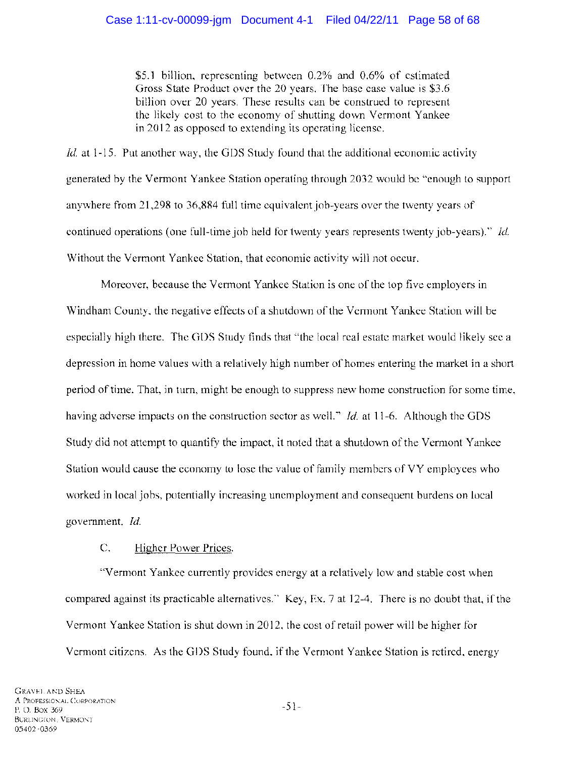> $5.1 billion, representing between 0.2% and 0.6% of estimated Gross State Product over the 20 years. The base case value is $3.6 billion over 20 years. These results can be construed to represent the likely cost to the economy of shutting down Vermont Yankee in 2012 as opposed to extending its operating license.

*Id.* at 1-15. Put another way, the GDS Study found that the additional economic activity generated by the Vermont Yankee Station operating through 2032 would be "enough to support anywhere from 21,298 to 36,884 full time equivalent job-years over the twenty years of continued operations (one full-time job held for twenty years represents twenty job-years)." *Id.* Without the Vermont Yankee Station, that economic activity will not occur.

Moreover, because the Vermont Yankee Station is one of the top five employers in Windham County, the negative effects of a shutdown of the Vermont Yankee Station will be especially high there. The GDS Study finds that "the local real estate market would likely see a depression in home values with a relatively high number of homes entering the market in a short period of time. That, in turn, might be enough to suppress new home construction for some time, having adverse impacts on the construction sector as well." *Id.* at 11-6. Although the GDS Study did not attempt to quantify the impact, it noted that a shutdown of the Vermont Yankee Station would cause the economy to lose the value of family members of VY employees who worked in local jobs, potentially increasing unemployment and consequent burdens on local government. *Id.*

C. <u>Higher Power Prices.</u>

"Vermont Yankee currently provides energy at a relatively low and stable cost when compared against its practicable alternatives." Key, Ex. 7 at 12-4. There is no doubt that, if the Vermont Yankee Station is shut down in 2012, the cost of retail power will be higher for Vermont citizens. As the GDS Study found, if the Vermont Yankee Station is retired, energy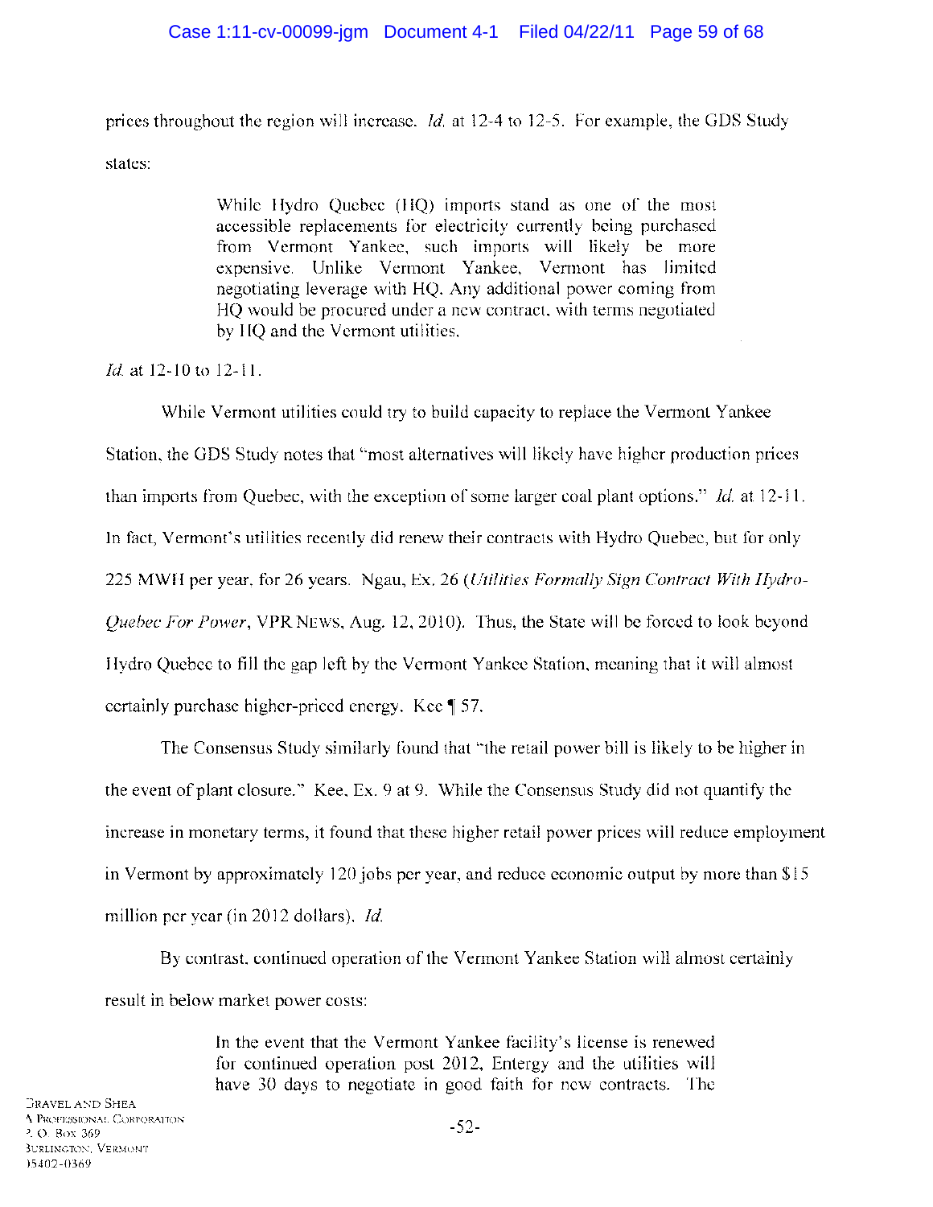prices throughout the region will increase. *Id.* at 12-4 to 12-5. For example, the GDS Study states:

> While Hydro Quebec (HQ) imports stand as one of the most accessible replacements for electricity currently being purchased from Vermont Yankee, such imports will likely be more expensive. Unlike Vermont Yankee, Vermont has limited negotiating leverage with HQ. Any additional power coming from HQ would be procured under a new contract, with terms negotiated by HQ and the Vermont utilities.

*Id.* at 12-10 to 12-11.

While Vermont utilities could try to build capacity to replace the Vermont Yankee Station, the GDS Study notes that "most alternatives will likely have higher production prices than imports from Quebec, with the exception of some larger coal plant options." *Id.* at 12-11. In fact, Vermont's utilities recently did renew their contracts with Hydro Quebec, but for only 225 MWH per year, for 26 years. Ngau, Ex. 26 (*Utilities Formally Sign Contract With Hydro-Quebec For Power*, VPR NEWS, Aug. 12, 2010). Thus, the State will be forced to look beyond Hydro Quebec to fill the gap left by the Vermont Yankee Station, meaning that it will almost certainly purchase higher-priced energy. Kee ¶ 57.

The Consensus Study similarly found that "the retail power bill is likely to be higher in the event of plant closure." Kee, Ex. 9 at 9. While the Consensus Study did not quantify the increase in monetary terms, it found that these higher retail power prices will reduce employment in Vermont by approximately 120 jobs per year, and reduce economic output by more than $15 million per year (in 2012 dollars). *Id.*

By contrast, continued operation of the Vermont Yankee Station will almost certainly result in below market power costs:

> In the event that the Vermont Yankee facility's license is renewed for continued operation post 2012, Entergy and the utilities will have 30 days to negotiate in good faith for new contracts. The

GRAVEL AND SHEA
A PROFESSIONAL CORPORATION
P. O. BOX 369
BURLINGTON, VERMONT
05402-0369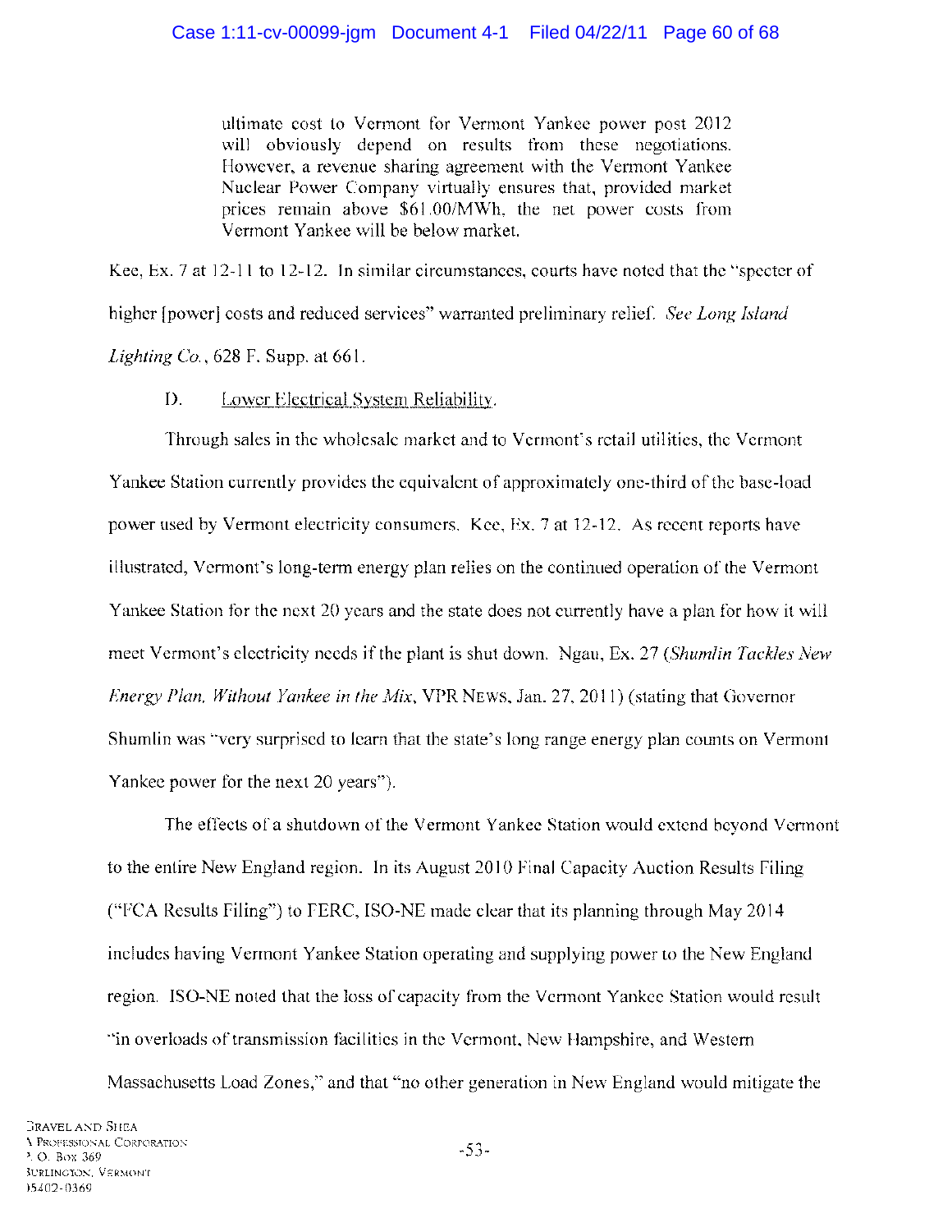> ultimate cost to Vermont for Vermont Yankee power post 2012 will obviously depend on results from these negotiations. However, a revenue sharing agreement with the Vermont Yankee Nuclear Power Company virtually ensures that, provided market prices remain above $61.00/MWh, the net power costs from Vermont Yankee will be below market.

Kee, Ex. 7 at 12-11 to 12-12. In similar circumstances, courts have noted that the "specter of higher [power] costs and reduced services" warranted preliminary relief. *See Long Island Lighting Co.*, 628 F. Supp. at 661.

D. Lower Electrical System Reliability.

Through sales in the wholesale market and to Vermont's retail utilities, the Vermont Yankee Station currently provides the equivalent of approximately one-third of the base-load power used by Vermont electricity consumers. Kee, Ex. 7 at 12-12. As recent reports have illustrated, Vermont's long-term energy plan relies on the continued operation of the Vermont Yankee Station for the next 20 years and the state does not currently have a plan for how it will meet Vermont's electricity needs if the plant is shut down. Ngau, Ex. 27 (*Shumlin Tackles New Energy Plan, Without Yankee in the Mix*, VPR NEWS, Jan. 27, 2011) (stating that Governor Shumlin was "very surprised to learn that the state's long range energy plan counts on Vermont Yankee power for the next 20 years").

The effects of a shutdown of the Vermont Yankee Station would extend beyond Vermont to the entire New England region. In its August 2010 Final Capacity Auction Results Filing ("FCA Results Filing") to FERC, ISO-NE made clear that its planning through May 2014 includes having Vermont Yankee Station operating and supplying power to the New England region. ISO-NE noted that the loss of capacity from the Vermont Yankee Station would result "in overloads of transmission facilities in the Vermont, New Hampshire, and Western Massachusetts Load Zones," and that "no other generation in New England would mitigate the

GRAVEL AND SHEA
A PROFESSIONAL CORPORATION
P. O. BOX 369
BURLINGTON, VERMONT
05402-0369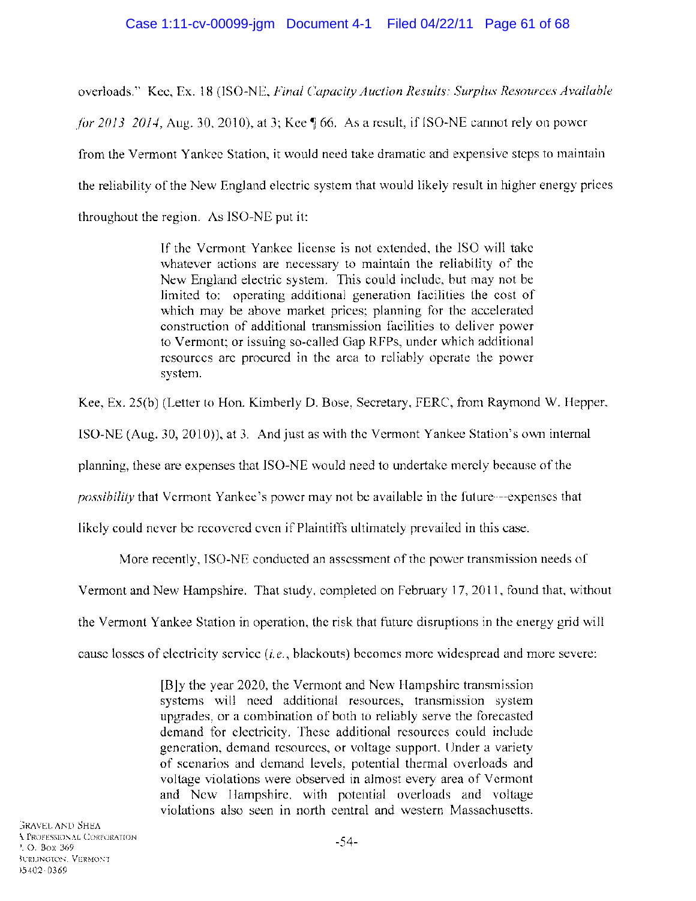overloads." Kee, Ex. 18 (ISO-NE, *Final Capacity Auction Results: Surplus Resources Available for 2013 2014*, Aug. 30, 2010), at 3; Kee ¶ 66. As a result, if ISO-NE cannot rely on power from the Vermont Yankee Station, it would need take dramatic and expensive steps to maintain the reliability of the New England electric system that would likely result in higher energy prices throughout the region. As ISO-NE put it:

> If the Vermont Yankee license is not extended, the ISO will take whatever actions are necessary to maintain the reliability of the New England electric system. This could include, but may not be limited to: operating additional generation facilities the cost of which may be above market prices; planning for the accelerated construction of additional transmission facilities to deliver power to Vermont; or issuing so-called Gap RFPs, under which additional resources are procured in the area to reliably operate the power system.

Kee, Ex. 25(b) (Letter to Hon. Kimberly D. Bose, Secretary, FERC, from Raymond W. Hepper, ISO-NE (Aug. 30, 2010)), at 3. And just as with the Vermont Yankee Station's own internal planning, these are expenses that ISO-NE would need to undertake merely because of the *possibility* that Vermont Yankee's power may not be available in the future—expenses that likely could never be recovered even if Plaintiffs ultimately prevailed in this case.

More recently, ISO-NE conducted an assessment of the power transmission needs of Vermont and New Hampshire. That study, completed on February 17, 2011, found that, without the Vermont Yankee Station in operation, the risk that future disruptions in the energy grid will cause losses of electricity service (*i.e.*, blackouts) becomes more widespread and more severe:

> [B]y the year 2020, the Vermont and New Hampshire transmission systems will need additional resources, transmission system upgrades, or a combination of both to reliably serve the forecasted demand for electricity. These additional resources could include generation, demand resources, or voltage support. Under a variety of scenarios and demand levels, potential thermal overloads and voltage violations were observed in almost every area of Vermont and New Hampshire, with potential overloads and voltage violations also seen in north central and western Massachusetts.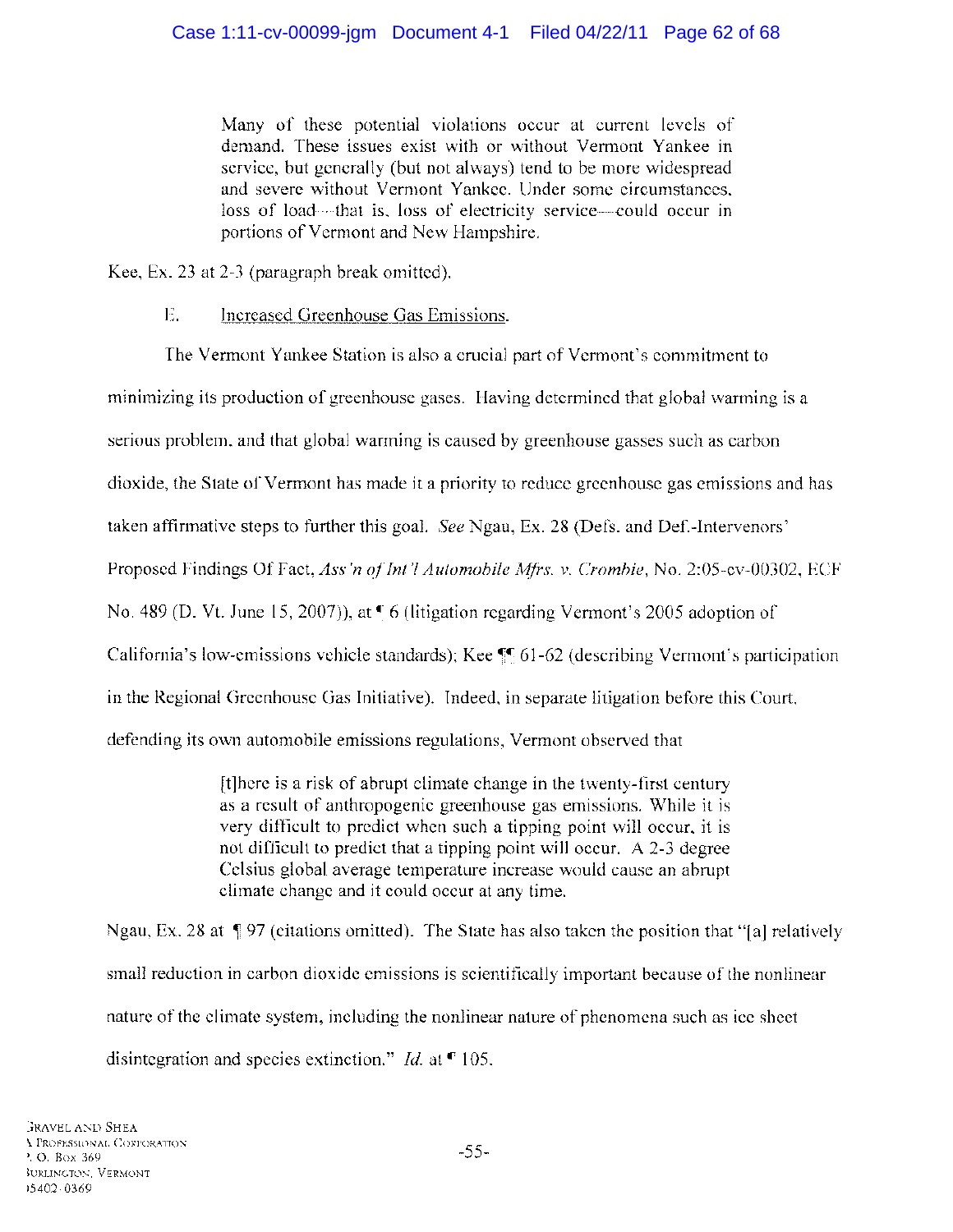> Many of these potential violations occur at current levels of demand. These issues exist with or without Vermont Yankee in service, but generally (but not always) tend to be more widespread and severe without Vermont Yankee. Under some circumstances, loss of load—that is, loss of electricity service—could occur in portions of Vermont and New Hampshire.

Kee, Ex. 23 at 2-3 (paragraph break omitted).

### E. Increased Greenhouse Gas Emissions.

The Vermont Yankee Station is also a crucial part of Vermont's commitment to minimizing its production of greenhouse gases. Having determined that global warming is a serious problem, and that global warming is caused by greenhouse gasses such as carbon dioxide, the State of Vermont has made it a priority to reduce greenhouse gas emissions and has taken affirmative steps to further this goal. *See* Ngau, Ex. 28 (Defs. and Def.-Intervenors' Proposed Findings Of Fact, *Ass'n of Int'l Automobile Mfrs. v. Crombie*, No. 2:05-cv-00302, ECF No. 489 (D. Vt. June 15, 2007)), at ¶ 6 (litigation regarding Vermont's 2005 adoption of California's low-emissions vehicle standards); Kee ¶¶ 61-62 (describing Vermont's participation in the Regional Greenhouse Gas Initiative). Indeed, in separate litigation before this Court, defending its own automobile emissions regulations, Vermont observed that

> [t]here is a risk of abrupt climate change in the twenty-first century as a result of anthropogenic greenhouse gas emissions. While it is very difficult to predict when such a tipping point will occur, it is not difficult to predict that a tipping point will occur. A 2-3 degree Celsius global average temperature increase would cause an abrupt climate change and it could occur at any time.

Ngau, Ex. 28 at ¶ 97 (citations omitted). The State has also taken the position that "[a] relatively small reduction in carbon dioxide emissions is scientifically important because of the nonlinear nature of the climate system, including the nonlinear nature of phenomena such as ice sheet disintegration and species extinction." *Id.* at ¶ 105.

GRAVEL AND SHEA
A PROFESSIONAL CORPORATION
P. O. BOX 369
BURLINGTON, VERMONT
05402-0369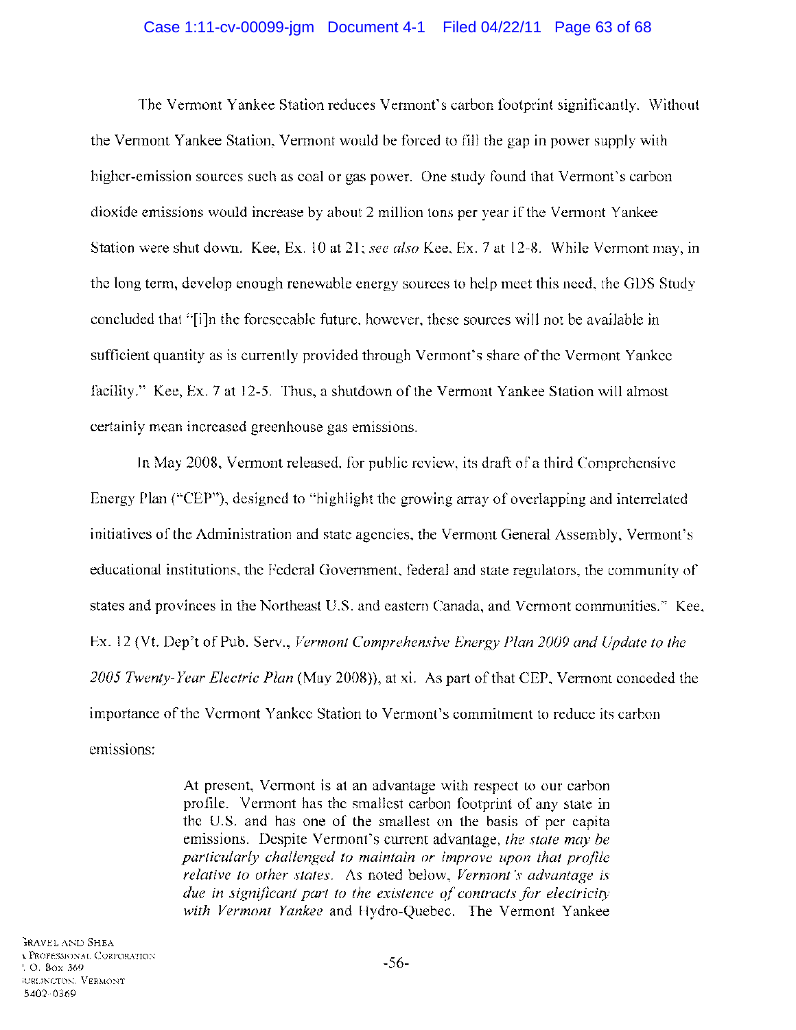The Vermont Yankee Station reduces Vermont's carbon footprint significantly. Without the Vermont Yankee Station, Vermont would be forced to fill the gap in power supply with higher-emission sources such as coal or gas power. One study found that Vermont's carbon dioxide emissions would increase by about 2 million tons per year if the Vermont Yankee Station were shut down. Kee, Ex. 10 at 21; *see also* Kee, Ex. 7 at 12-8. While Vermont may, in the long term, develop enough renewable energy sources to help meet this need, the GDS Study concluded that "[i]n the foreseeable future, however, these sources will not be available in sufficient quantity as is currently provided through Vermont's share of the Vermont Yankee facility." Kee, Ex. 7 at 12-5. Thus, a shutdown of the Vermont Yankee Station will almost certainly mean increased greenhouse gas emissions.

In May 2008, Vermont released, for public review, its draft of a third Comprehensive Energy Plan ("CEP"), designed to "highlight the growing array of overlapping and interrelated initiatives of the Administration and state agencies, the Vermont General Assembly, Vermont's educational institutions, the Federal Government, federal and state regulators, the community of states and provinces in the Northeast U.S. and eastern Canada, and Vermont communities." Kee, Ex. 12 (Vt. Dep't of Pub. Serv., *Vermont Comprehensive Energy Plan 2009 and Update to the 2005 Twenty-Year Electric Plan* (May 2008)), at xi. As part of that CEP, Vermont conceded the importance of the Vermont Yankee Station to Vermont's commitment to reduce its carbon emissions:

> At present, Vermont is at an advantage with respect to our carbon profile. Vermont has the smallest carbon footprint of any state in the U.S. and has one of the smallest on the basis of per capita emissions. Despite Vermont's current advantage, *the state may be particularly challenged to maintain or improve upon that profile relative to other states.* As noted below, *Vermont's advantage is due in significant part to the existence of contracts for electricity with Vermont Yankee* and Hydro-Quebec. The Vermont Yankee

Gravel and Shea
A Professional Corporation
P. O. Box 369
Burlington, Vermont
05402-0369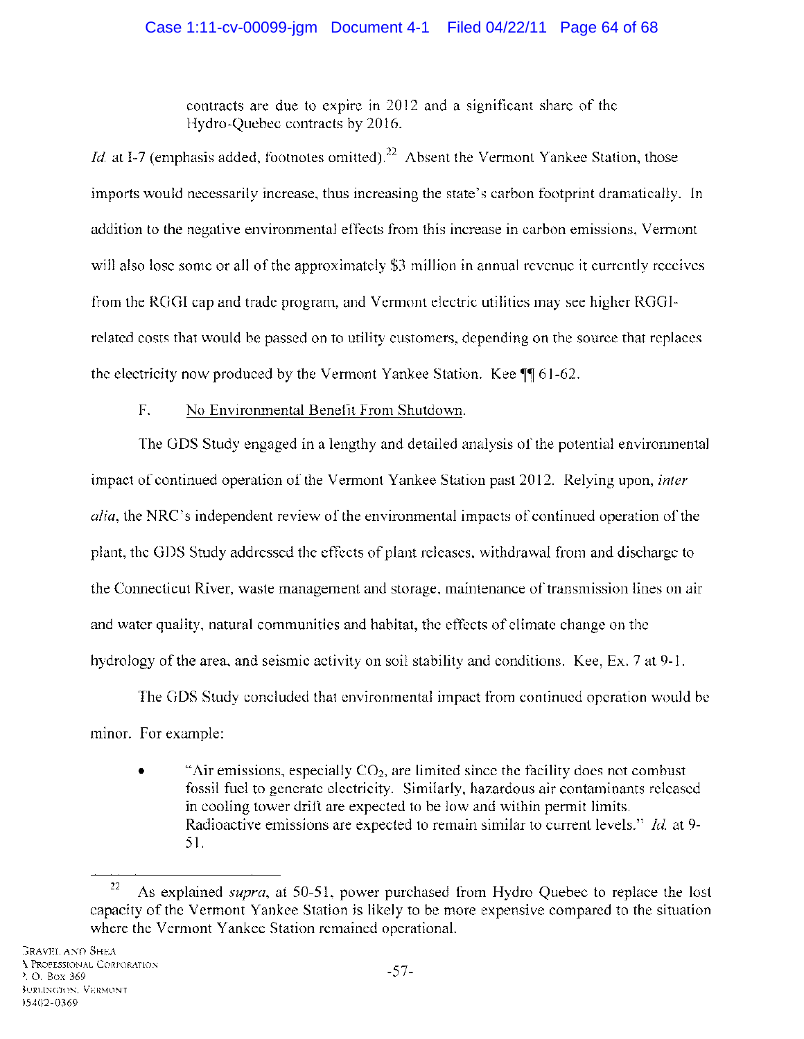> contracts are due to expire in 2012 and a significant share of the Hydro-Quebec contracts by 2016.

*Id.* at I-7 (emphasis added, footnotes omitted).[22] Absent the Vermont Yankee Station, those imports would necessarily increase, thus increasing the state's carbon footprint dramatically. In addition to the negative environmental effects from this increase in carbon emissions, Vermont will also lose some or all of the approximately $3 million in annual revenue it currently receives from the RGGI cap and trade program, and Vermont electric utilities may see higher RGGI-related costs that would be passed on to utility customers, depending on the source that replaces the electricity now produced by the Vermont Yankee Station. Kee ¶¶ 61-62.

F. <u>No Environmental Benefit From Shutdown</u>.

The GDS Study engaged in a lengthy and detailed analysis of the potential environmental impact of continued operation of the Vermont Yankee Station past 2012. Relying upon, *inter alia*, the NRC's independent review of the environmental impacts of continued operation of the plant, the GDS Study addressed the effects of plant releases, withdrawal from and discharge to the Connecticut River, waste management and storage, maintenance of transmission lines on air and water quality, natural communities and habitat, the effects of climate change on the hydrology of the area, and seismic activity on soil stability and conditions. Kee, Ex. 7 at 9-1.

The GDS Study concluded that environmental impact from continued operation would be minor. For example:

- "Air emissions, especially $CO_2$, are limited since the facility does not combust fossil fuel to generate electricity. Similarly, hazardous air contaminants released in cooling tower drift are expected to be low and within permit limits. Radioactive emissions are expected to remain similar to current levels." *Id.* at 9-51.

---

[22] As explained *supra*, at 50-51, power purchased from Hydro Quebec to replace the lost capacity of the Vermont Yankee Station is likely to be more expensive compared to the situation where the Vermont Yankee Station remained operational.

GRAVEL AND SHEA
A PROFESSIONAL CORPORATION
P. O. BOX 369
BURLINGTON, VERMONT
05402-0369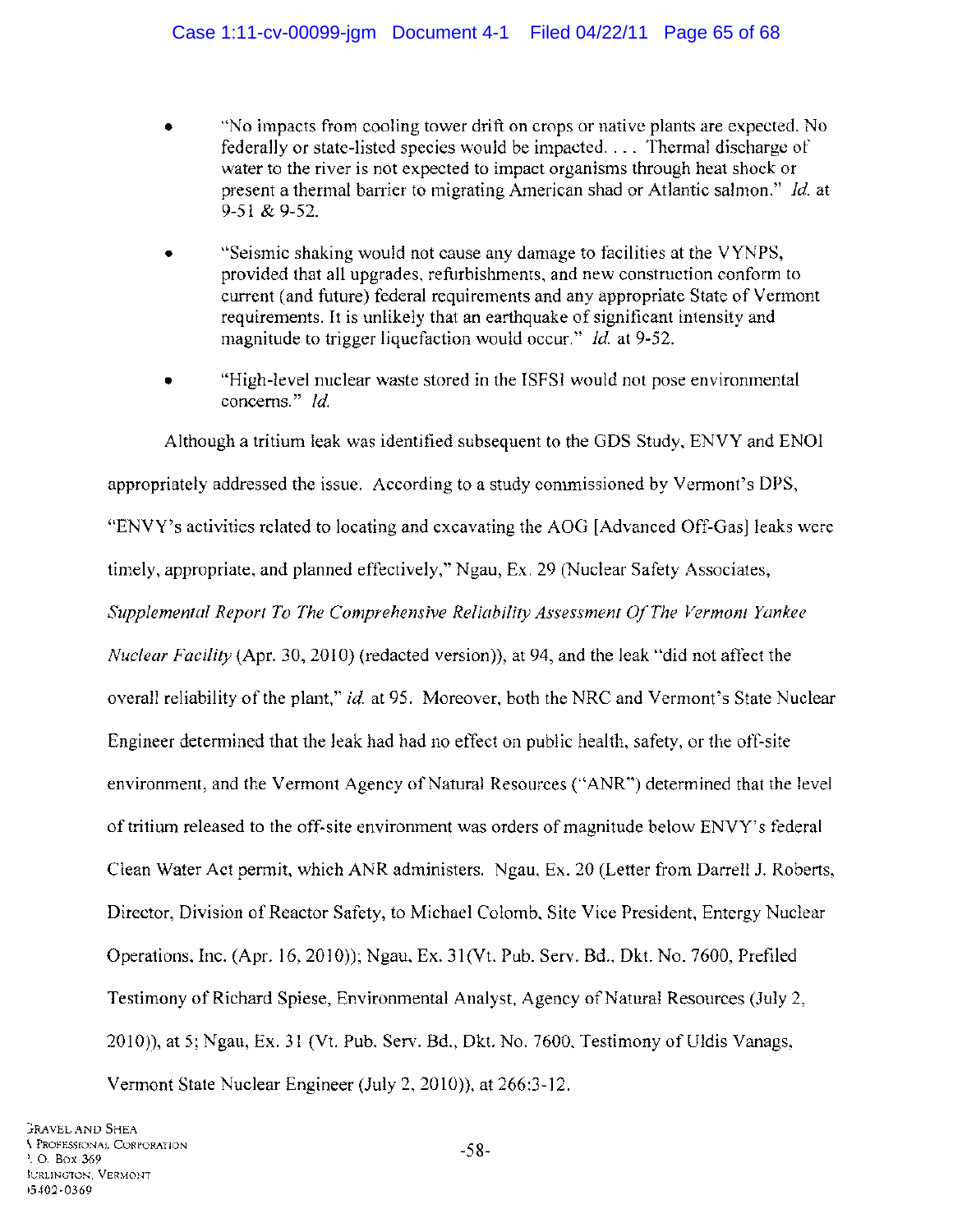- "No impacts from cooling tower drift on crops or native plants are expected. No federally or state-listed species would be impacted. . . . Thermal discharge of water to the river is not expected to impact organisms through heat shock or present a thermal barrier to migrating American shad or Atlantic salmon." *Id.* at 9-51 & 9-52.

- "Seismic shaking would not cause any damage to facilities at the VYNPS, provided that all upgrades, refurbishments, and new construction conform to current (and future) federal requirements and any appropriate State of Vermont requirements. It is unlikely that an earthquake of significant intensity and magnitude to trigger liquefaction would occur." *Id.* at 9-52.

- "High-level nuclear waste stored in the ISFSI would not pose environmental concerns." *Id.*

Although a tritium leak was identified subsequent to the GDS Study, ENVY and ENOI appropriately addressed the issue. According to a study commissioned by Vermont's DPS, "ENVY's activities related to locating and excavating the AOG [Advanced Off-Gas] leaks were timely, appropriate, and planned effectively," Ngau, Ex. 29 (Nuclear Safety Associates, *Supplemental Report To The Comprehensive Reliability Assessment Of The Vermont Yankee Nuclear Facility* (Apr. 30, 2010) (redacted version)), at 94, and the leak "did not affect the overall reliability of the plant," *id.* at 95. Moreover, both the NRC and Vermont's State Nuclear Engineer determined that the leak had had no effect on public health, safety, or the off-site environment, and the Vermont Agency of Natural Resources ("ANR") determined that the level of tritium released to the off-site environment was orders of magnitude below ENVY's federal Clean Water Act permit, which ANR administers. Ngau, Ex. 20 (Letter from Darrell J. Roberts, Director, Division of Reactor Safety, to Michael Colomb, Site Vice President, Entergy Nuclear Operations, Inc. (Apr. 16, 2010)); Ngau, Ex. 31(Vt. Pub. Serv. Bd., Dkt. No. 7600, Prefiled Testimony of Richard Spiese, Environmental Analyst, Agency of Natural Resources (July 2, 2010)), at 5; Ngau, Ex. 31 (Vt. Pub. Serv. Bd., Dkt. No. 7600, Testimony of Uldis Vanags, Vermont State Nuclear Engineer (July 2, 2010)), at 266:3-12.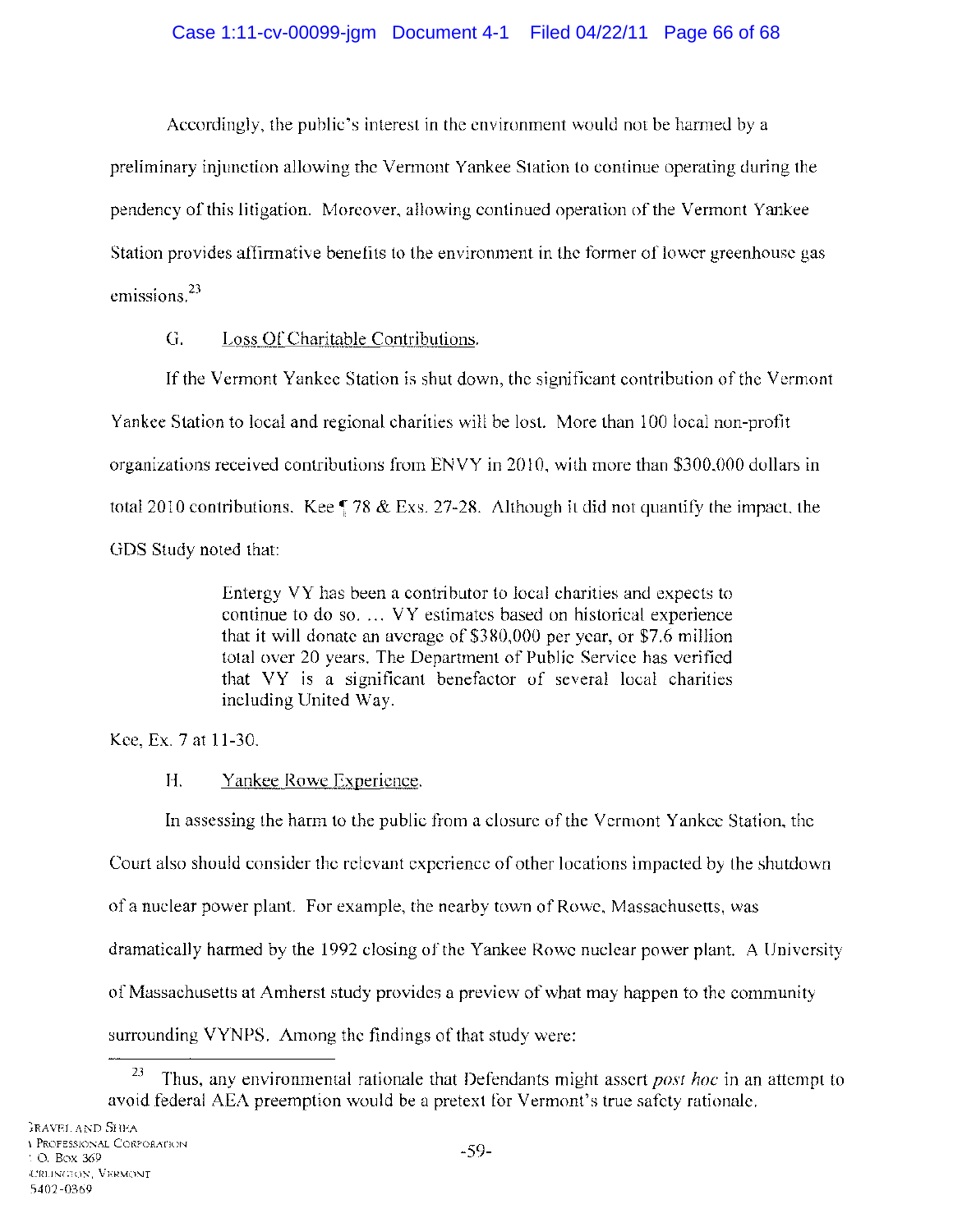Accordingly, the public's interest in the environment would not be harmed by a preliminary injunction allowing the Vermont Yankee Station to continue operating during the pendency of this litigation. Moreover, allowing continued operation of the Vermont Yankee Station provides affirmative benefits to the environment in the former of lower greenhouse gas emissions.[23]

G. Loss Of Charitable Contributions.

If the Vermont Yankee Station is shut down, the significant contribution of the Vermont Yankee Station to local and regional charities will be lost. More than 100 local non-profit organizations received contributions from ENVY in 2010, with more than $300,000 dollars in total 2010 contributions. Kee ¶ 78 & Exs. 27-28. Although it did not quantify the impact, the GDS Study noted that:

> Entergy VY has been a contributor to local charities and expects to continue to do so. ... VY estimates based on historical experience that it will donate an average of $380,000 per year, or $7.6 million total over 20 years. The Department of Public Service has verified that VY is a significant benefactor of several local charities including United Way.

Kee, Ex. 7 at 11-30.

H. Yankee Rowe Experience.

In assessing the harm to the public from a closure of the Vermont Yankee Station, the Court also should consider the relevant experience of other locations impacted by the shutdown of a nuclear power plant. For example, the nearby town of Rowe, Massachusetts, was dramatically harmed by the 1992 closing of the Yankee Rowe nuclear power plant. A University of Massachusetts at Amherst study provides a preview of what may happen to the community surrounding VYNPS. Among the findings of that study were:

---

[23] Thus, any environmental rationale that Defendants might assert *post hoc* in an attempt to avoid federal AEA preemption would be a pretext for Vermont's true safety rationale.

GRAVEL AND SHEA
A PROFESSIONAL CORPORATION
P. O. BOX 369
BURLINGTON, VERMONT
05402-0369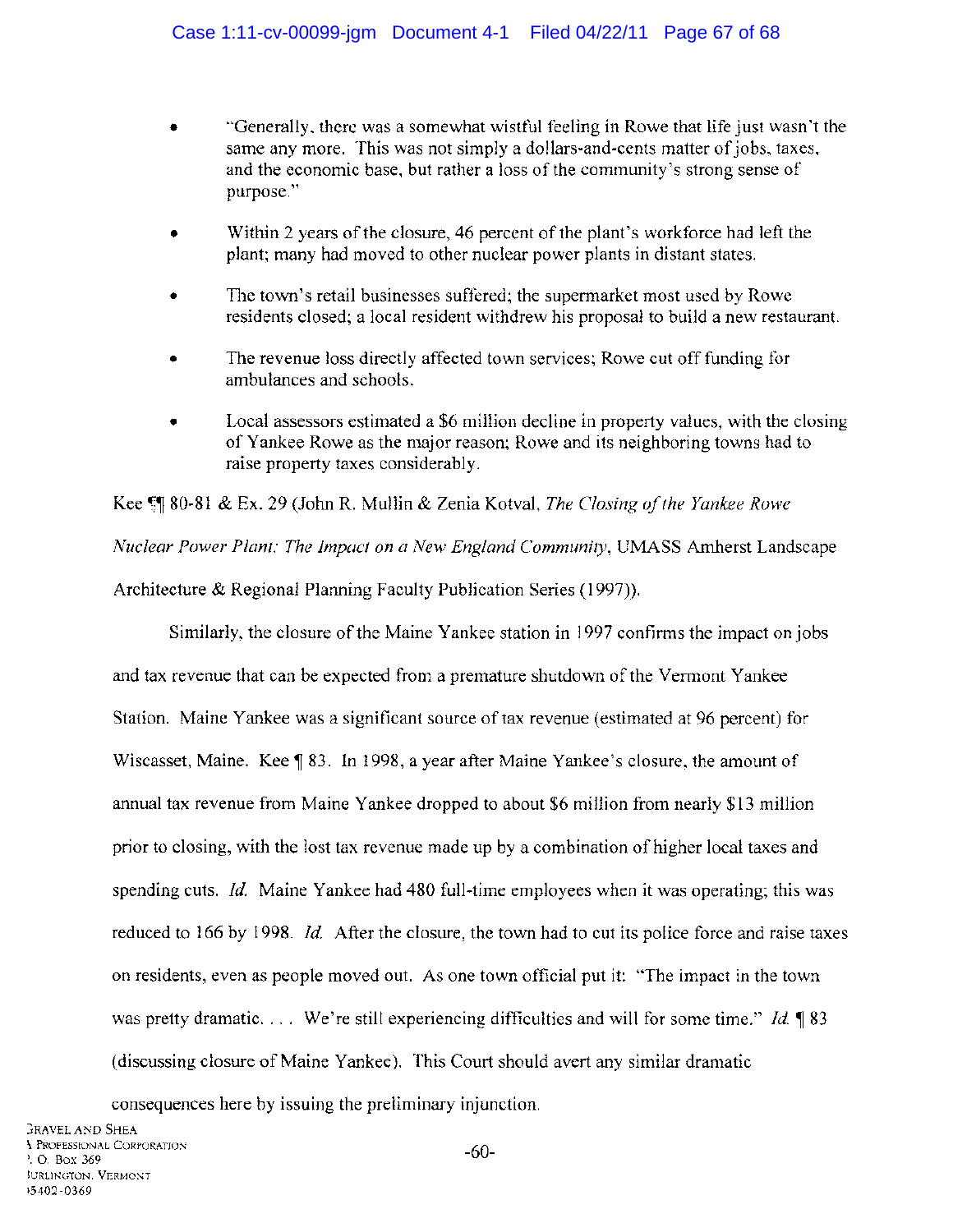- "Generally, there was a somewhat wistful feeling in Rowe that life just wasn't the same any more. This was not simply a dollars-and-cents matter of jobs, taxes, and the economic base, but rather a loss of the community's strong sense of purpose."

- Within 2 years of the closure, 46 percent of the plant's workforce had left the plant; many had moved to other nuclear power plants in distant states.

- The town's retail businesses suffered; the supermarket most used by Rowe residents closed; a local resident withdrew his proposal to build a new restaurant.

- The revenue loss directly affected town services; Rowe cut off funding for ambulances and schools.

- Local assessors estimated a $6 million decline in property values, with the closing of Yankee Rowe as the major reason; Rowe and its neighboring towns had to raise property taxes considerably.

Kee ¶¶ 80-81 & Ex. 29 (John R. Mullin & Zenia Kotval, *The Closing of the Yankee Rowe Nuclear Power Plant: The Impact on a New England Community*, UMASS Amherst Landscape Architecture & Regional Planning Faculty Publication Series (1997)).

Similarly, the closure of the Maine Yankee station in 1997 confirms the impact on jobs and tax revenue that can be expected from a premature shutdown of the Vermont Yankee Station. Maine Yankee was a significant source of tax revenue (estimated at 96 percent) for Wiscasset, Maine. Kee ¶ 83. In 1998, a year after Maine Yankee's closure, the amount of annual tax revenue from Maine Yankee dropped to about $6 million from nearly $13 million prior to closing, with the lost tax revenue made up by a combination of higher local taxes and spending cuts. *Id.* Maine Yankee had 480 full-time employees when it was operating; this was reduced to 166 by 1998. *Id.* After the closure, the town had to cut its police force and raise taxes on residents, even as people moved out. As one town official put it: "The impact in the town was pretty dramatic. . . . We're still experiencing difficulties and will for some time." *Id.* ¶ 83 (discussing closure of Maine Yankee). This Court should avert any similar dramatic consequences here by issuing the preliminary injunction.

GRAVEL AND SHEA
A PROFESSIONAL CORPORATION
P. O. BOX 369
BURLINGTON, VERMONT
05402-0369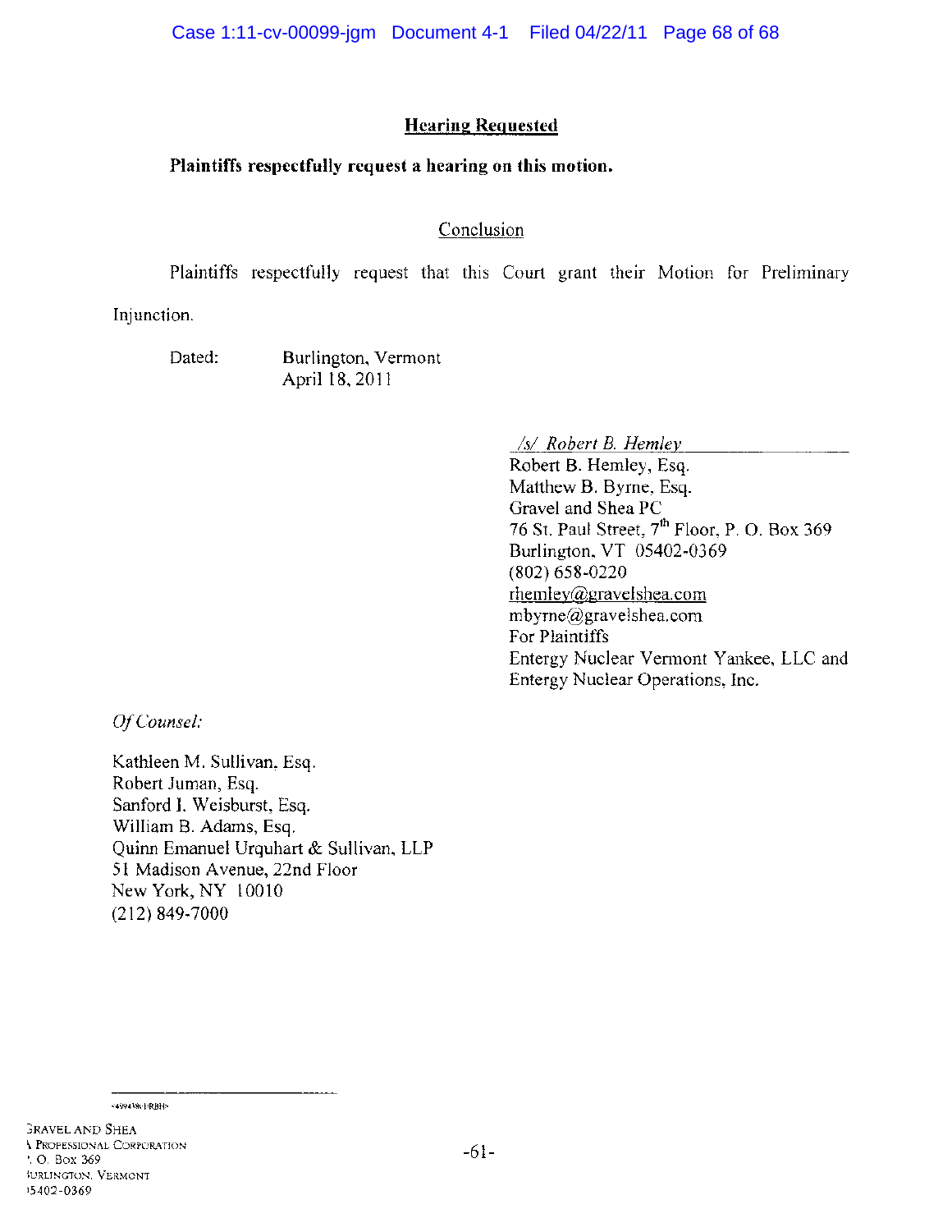**Hearing Requested**

**Plaintiffs respectfully request a hearing on this motion.**

Conclusion

Plaintiffs respectfully request that this Court grant their Motion for Preliminary Injunction.

Dated: Burlington, Vermont
April 18, 2011

/s/ Robert B. Hemley
Robert B. Hemley, Esq.
Matthew B. Byrne, Esq.
Gravel and Shea PC
76 St. Paul Street, 7th Floor, P. O. Box 369
Burlington, VT 05402-0369
(802) 658-0220
rhemley@gravelshea.com
mbyrne@gravelshea.com
For Plaintiffs
Entergy Nuclear Vermont Yankee, LLC and
Entergy Nuclear Operations, Inc.

*Of Counsel:*

Kathleen M. Sullivan, Esq.
Robert Juman, Esq.
Sanford I. Weisburst, Esq.
William B. Adams, Esq.
Quinn Emanuel Urquhart & Sullivan, LLP
51 Madison Avenue, 22nd Floor
New York, NY 10010
(212) 849-7000

<4599438\RBH>

GRAVEL AND SHEA
A PROFESSIONAL CORPORATION
P. O. BOX 369
BURLINGTON, VERMONT
05402-0369